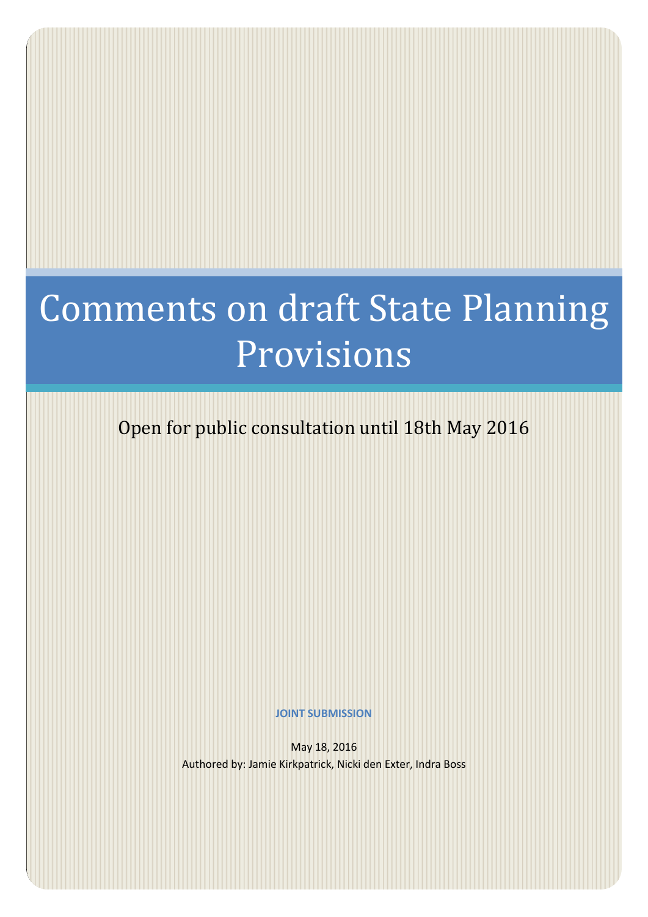# Comments on draft State Planning Provisions

Open for public consultation until 18th May 2016

**JOINT SUBMISSION**

May 18, 2016

Authored by: Jamie Kirkpatrick, Nicki den Exter, Indra Boss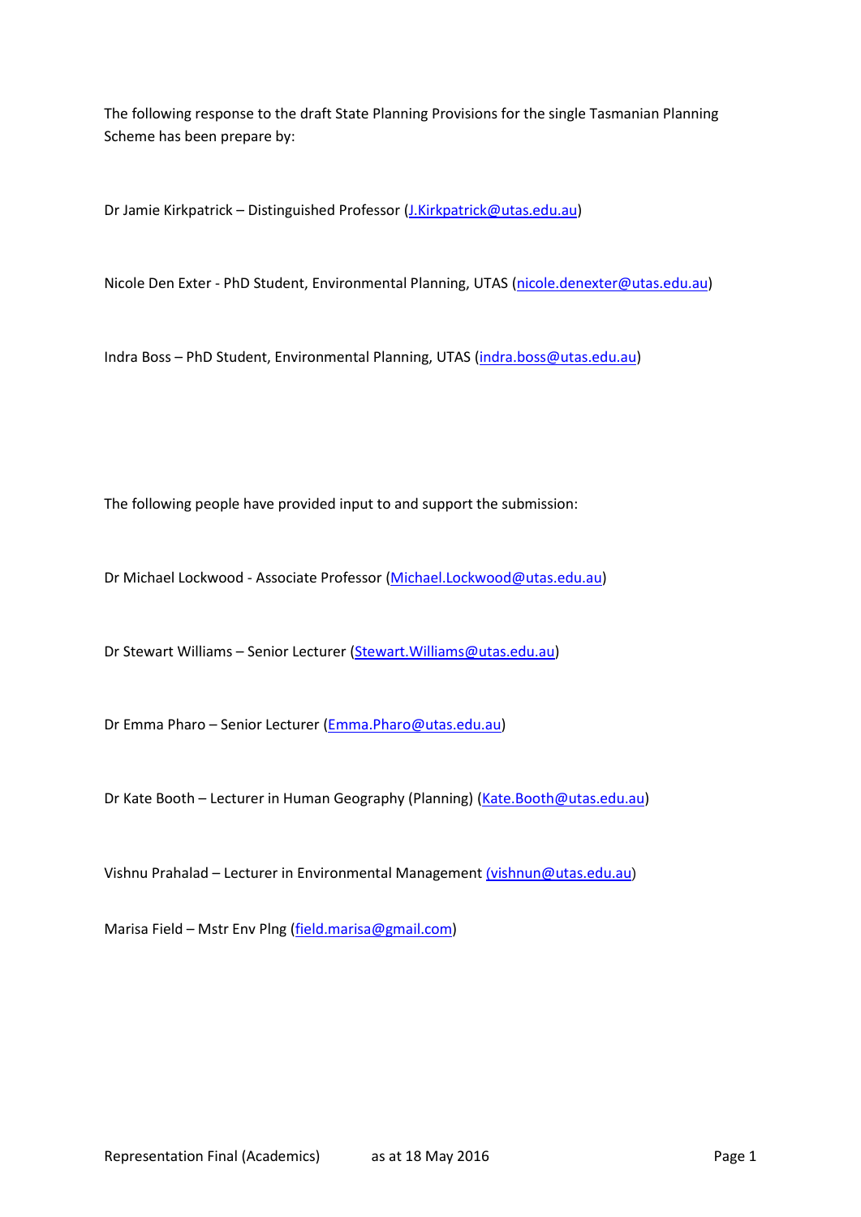The following response to the draft State Planning Provisions for the single Tasmanian Planning Scheme has been prepare by:

Dr Jamie Kirkpatrick – Distinguished Professor (J.Kirkpatrick@utas.edu.au)

Nicole Den Exter - PhD Student, Environmental Planning, UTAS (nicole.denexter@utas.edu.au)

Indra Boss – PhD Student, Environmental Planning, UTAS (indra.boss@utas.edu.au)

The following people have provided input to and support the submission:

Dr Michael Lockwood - Associate Professor (Michael.Lockwood@utas.edu.au)

Dr Stewart Williams – Senior Lecturer (Stewart.Williams@utas.edu.au)

Dr Emma Pharo – Senior Lecturer (Emma.Pharo@utas.edu.au)

Dr Kate Booth – Lecturer in Human Geography (Planning) (Kate.Booth@utas.edu.au)

Vishnu Prahalad – Lecturer in Environmental Management (vishnun@utas.edu.au)

Marisa Field – Mstr Env Plng (field.marisa@gmail.com)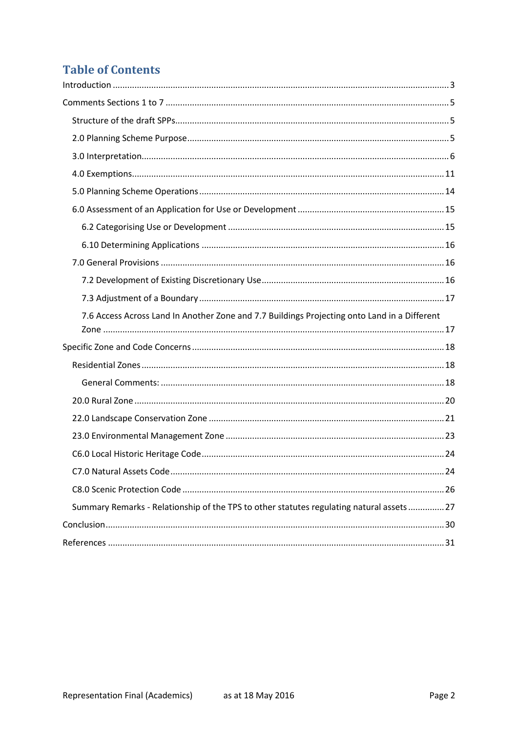# Table of Contents

Introduction ........................................................................................................................ 3

Comments Sections 1 to 7 .................................................................................................. 5

- Structure of the draft SPPs............................................................................................. 5
- 2.0 Planning Scheme Purpose......................................................................................... 5
- 3.0 Interpretation............................................................................................................ 6
- 4.0 Exemptions.............................................................................................................. 11
- 5.0 Planning Scheme Operations ................................................................................... 14
- 6.0 Assessment of an Application for Use or Development ........................................... 15
  - 6.2 Categorising Use or Development ....................................................................... 15
  - 6.10 Determining Applications .................................................................................. 16
- 7.0 General Provisions ................................................................................................... 16
  - 7.2 Development of Existing Discretionary Use.......................................................... 16
  - 7.3 Adjustment of a Boundary .................................................................................... 17
  - 7.6 Access Across Land In Another Zone and 7.7 Buildings Projecting onto Land in a Different Zone ............................................................................................................. 17

Specific Zone and Code Concerns ...................................................................................... 18

- Residential Zones ........................................................................................................... 18
  - General Comments: ................................................................................................... 18
- 20.0 Rural Zone .............................................................................................................. 20
- 22.0 Landscape Conservation Zone ................................................................................ 21
- 23.0 Environmental Management Zone .......................................................................... 23
- C6.0 Local Historic Heritage Code................................................................................... 24
- C7.0 Natural Assets Code ............................................................................................... 24
- C8.0 Scenic Protection Code .......................................................................................... 26
- Summary Remarks - Relationship of the TPS to other statutes regulating natural assets .............. 27

Conclusion.......................................................................................................................... 30

References .......................................................................................................................... 31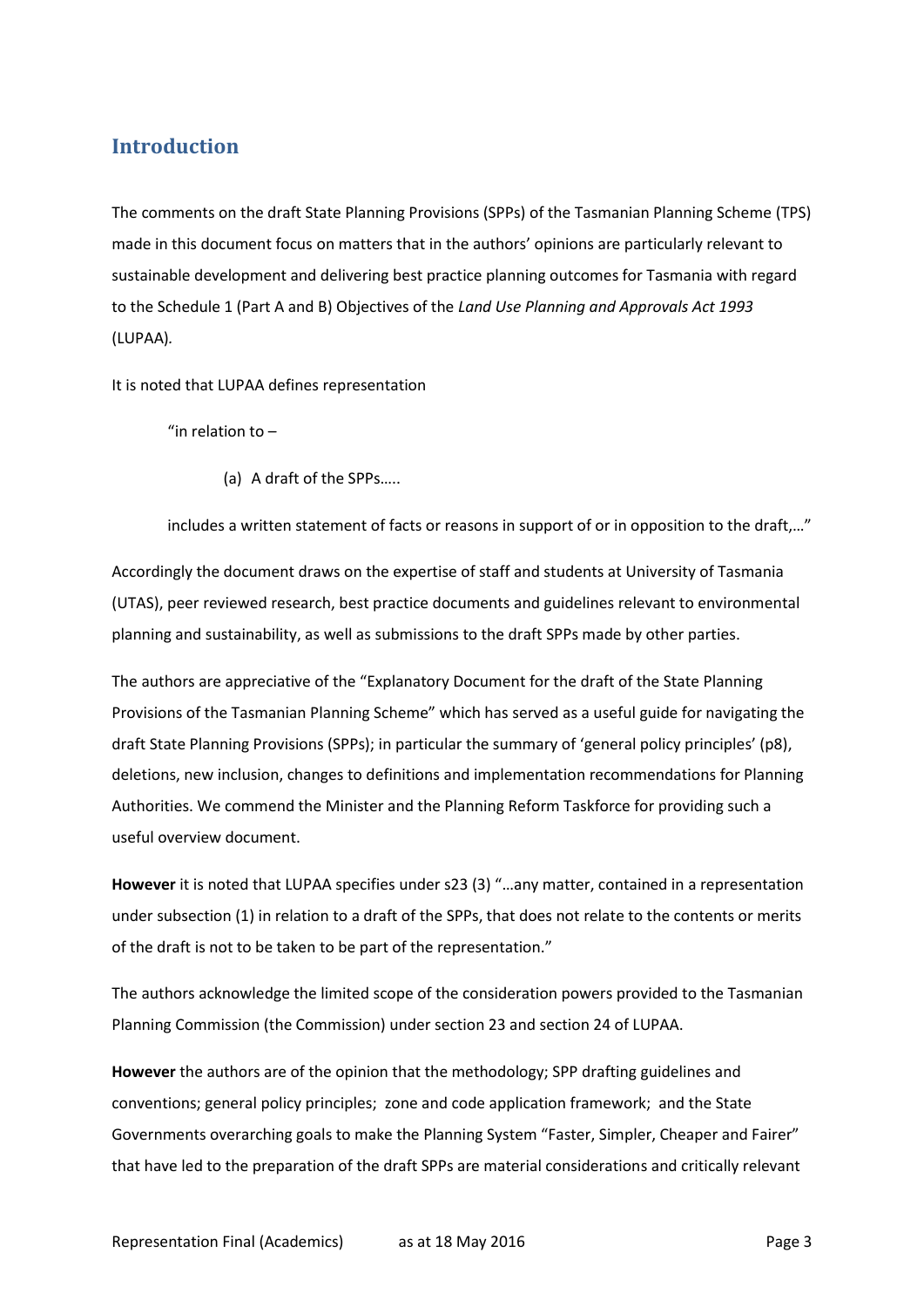## Introduction

The comments on the draft State Planning Provisions (SPPs) of the Tasmanian Planning Scheme (TPS) made in this document focus on matters that in the authors' opinions are particularly relevant to sustainable development and delivering best practice planning outcomes for Tasmania with regard to the Schedule 1 (Part A and B) Objectives of the *Land Use Planning and Approvals Act 1993* (LUPAA).

It is noted that LUPAA defines representation

> "in relation to –
>
> (a) A draft of the SPPs…..
>
> includes a written statement of facts or reasons in support of or in opposition to the draft,…"

Accordingly the document draws on the expertise of staff and students at University of Tasmania (UTAS), peer reviewed research, best practice documents and guidelines relevant to environmental planning and sustainability, as well as submissions to the draft SPPs made by other parties.

The authors are appreciative of the "Explanatory Document for the draft of the State Planning Provisions of the Tasmanian Planning Scheme" which has served as a useful guide for navigating the draft State Planning Provisions (SPPs); in particular the summary of 'general policy principles' (p8), deletions, new inclusion, changes to definitions and implementation recommendations for Planning Authorities. We commend the Minister and the Planning Reform Taskforce for providing such a useful overview document.

**However** it is noted that LUPAA specifies under s23 (3) "…any matter, contained in a representation under subsection (1) in relation to a draft of the SPPs, that does not relate to the contents or merits of the draft is not to be taken to be part of the representation."

The authors acknowledge the limited scope of the consideration powers provided to the Tasmanian Planning Commission (the Commission) under section 23 and section 24 of LUPAA.

**However** the authors are of the opinion that the methodology; SPP drafting guidelines and conventions; general policy principles; zone and code application framework; and the State Governments overarching goals to make the Planning System "Faster, Simpler, Cheaper and Fairer" that have led to the preparation of the draft SPPs are material considerations and critically relevant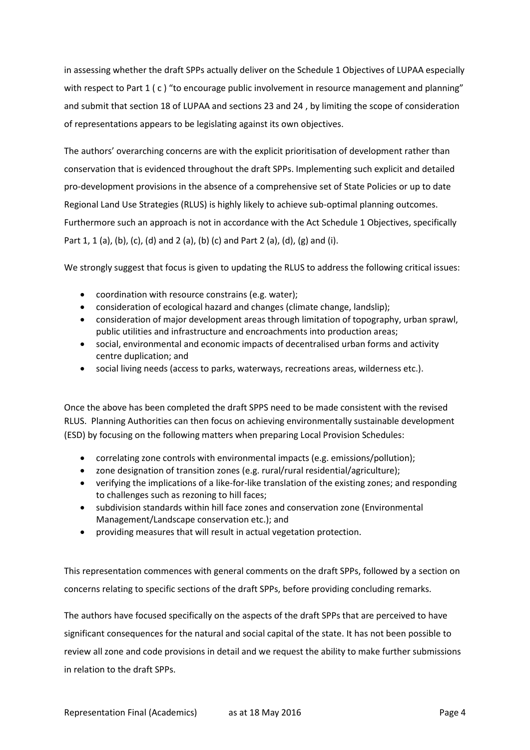in assessing whether the draft SPPs actually deliver on the Schedule 1 Objectives of LUPAA especially with respect to Part 1 ( c ) "to encourage public involvement in resource management and planning" and submit that section 18 of LUPAA and sections 23 and 24 , by limiting the scope of consideration of representations appears to be legislating against its own objectives.

The authors' overarching concerns are with the explicit prioritisation of development rather than conservation that is evidenced throughout the draft SPPs. Implementing such explicit and detailed pro-development provisions in the absence of a comprehensive set of State Policies or up to date Regional Land Use Strategies (RLUS) is highly likely to achieve sub-optimal planning outcomes. Furthermore such an approach is not in accordance with the Act Schedule 1 Objectives, specifically Part 1, 1 (a), (b), (c), (d) and 2 (a), (b) (c) and Part 2 (a), (d), (g) and (i).

We strongly suggest that focus is given to updating the RLUS to address the following critical issues:

- coordination with resource constrains (e.g. water);
- consideration of ecological hazard and changes (climate change, landslip);
- consideration of major development areas through limitation of topography, urban sprawl, public utilities and infrastructure and encroachments into production areas;
- social, environmental and economic impacts of decentralised urban forms and activity centre duplication; and
- social living needs (access to parks, waterways, recreations areas, wilderness etc.).

Once the above has been completed the draft SPPS need to be made consistent with the revised RLUS. Planning Authorities can then focus on achieving environmentally sustainable development (ESD) by focusing on the following matters when preparing Local Provision Schedules:

- correlating zone controls with environmental impacts (e.g. emissions/pollution);
- zone designation of transition zones (e.g. rural/rural residential/agriculture);
- verifying the implications of a like-for-like translation of the existing zones; and responding to challenges such as rezoning to hill faces;
- subdivision standards within hill face zones and conservation zone (Environmental Management/Landscape conservation etc.); and
- providing measures that will result in actual vegetation protection.

This representation commences with general comments on the draft SPPs, followed by a section on concerns relating to specific sections of the draft SPPs, before providing concluding remarks.

The authors have focused specifically on the aspects of the draft SPPs that are perceived to have significant consequences for the natural and social capital of the state. It has not been possible to review all zone and code provisions in detail and we request the ability to make further submissions in relation to the draft SPPs.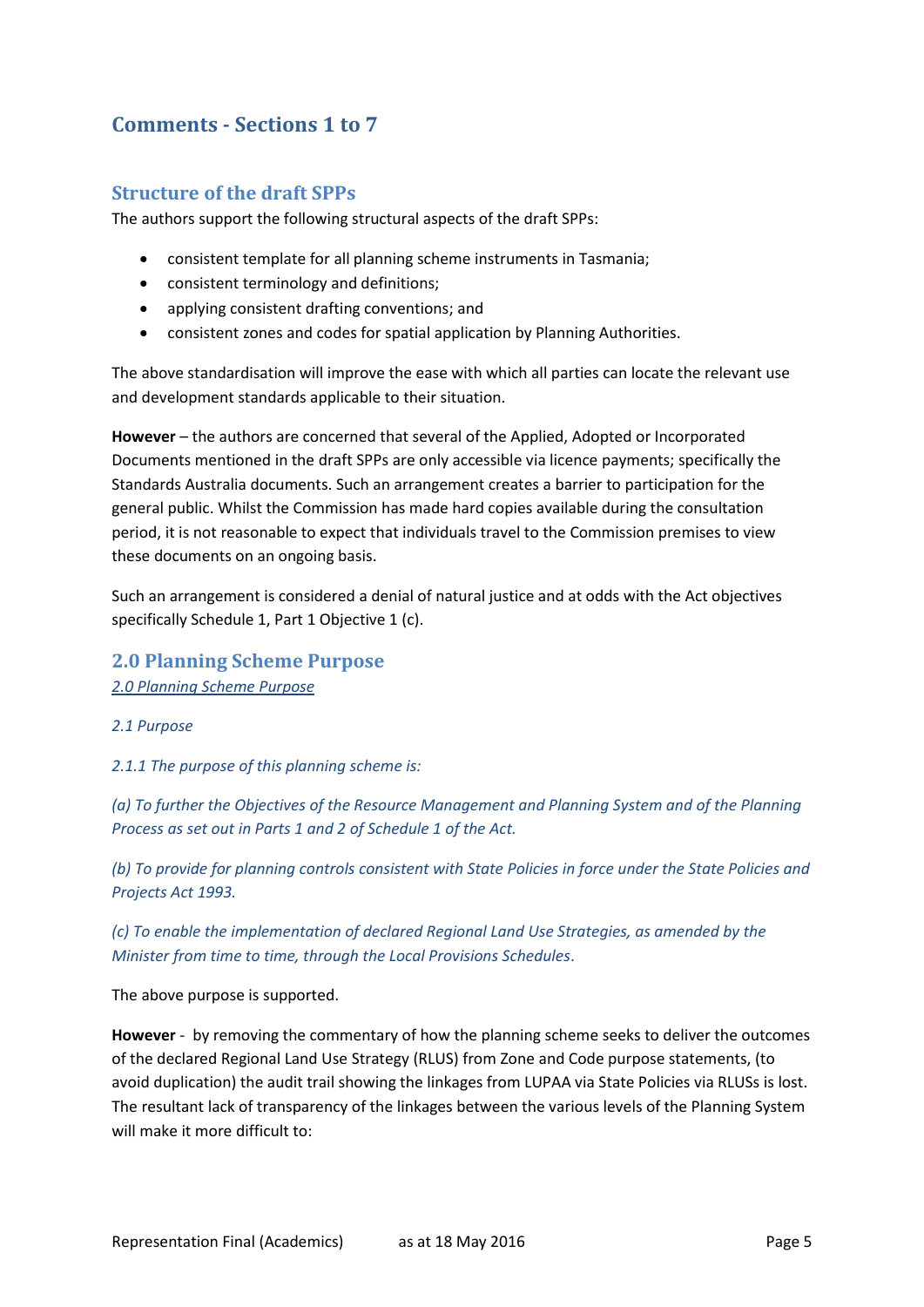# Comments - Sections 1 to 7

## Structure of the draft SPPs

The authors support the following structural aspects of the draft SPPs:

- consistent template for all planning scheme instruments in Tasmania;
- consistent terminology and definitions;
- applying consistent drafting conventions; and
- consistent zones and codes for spatial application by Planning Authorities.

The above standardisation will improve the ease with which all parties can locate the relevant use and development standards applicable to their situation.

**However** – the authors are concerned that several of the Applied, Adopted or Incorporated Documents mentioned in the draft SPPs are only accessible via licence payments; specifically the Standards Australia documents. Such an arrangement creates a barrier to participation for the general public. Whilst the Commission has made hard copies available during the consultation period, it is not reasonable to expect that individuals travel to the Commission premises to view these documents on an ongoing basis.

Such an arrangement is considered a denial of natural justice and at odds with the Act objectives specifically Schedule 1, Part 1 Objective 1 (c).

## 2.0 Planning Scheme Purpose

*2.0 Planning Scheme Purpose*

*2.1 Purpose*

*2.1.1 The purpose of this planning scheme is:*

*(a) To further the Objectives of the Resource Management and Planning System and of the Planning Process as set out in Parts 1 and 2 of Schedule 1 of the Act.*

*(b) To provide for planning controls consistent with State Policies in force under the State Policies and Projects Act 1993.*

*(c) To enable the implementation of declared Regional Land Use Strategies, as amended by the Minister from time to time, through the Local Provisions Schedules.*

The above purpose is supported.

**However** - by removing the commentary of how the planning scheme seeks to deliver the outcomes of the declared Regional Land Use Strategy (RLUS) from Zone and Code purpose statements, (to avoid duplication) the audit trail showing the linkages from LUPAA via State Policies via RLUSs is lost. The resultant lack of transparency of the linkages between the various levels of the Planning System will make it more difficult to: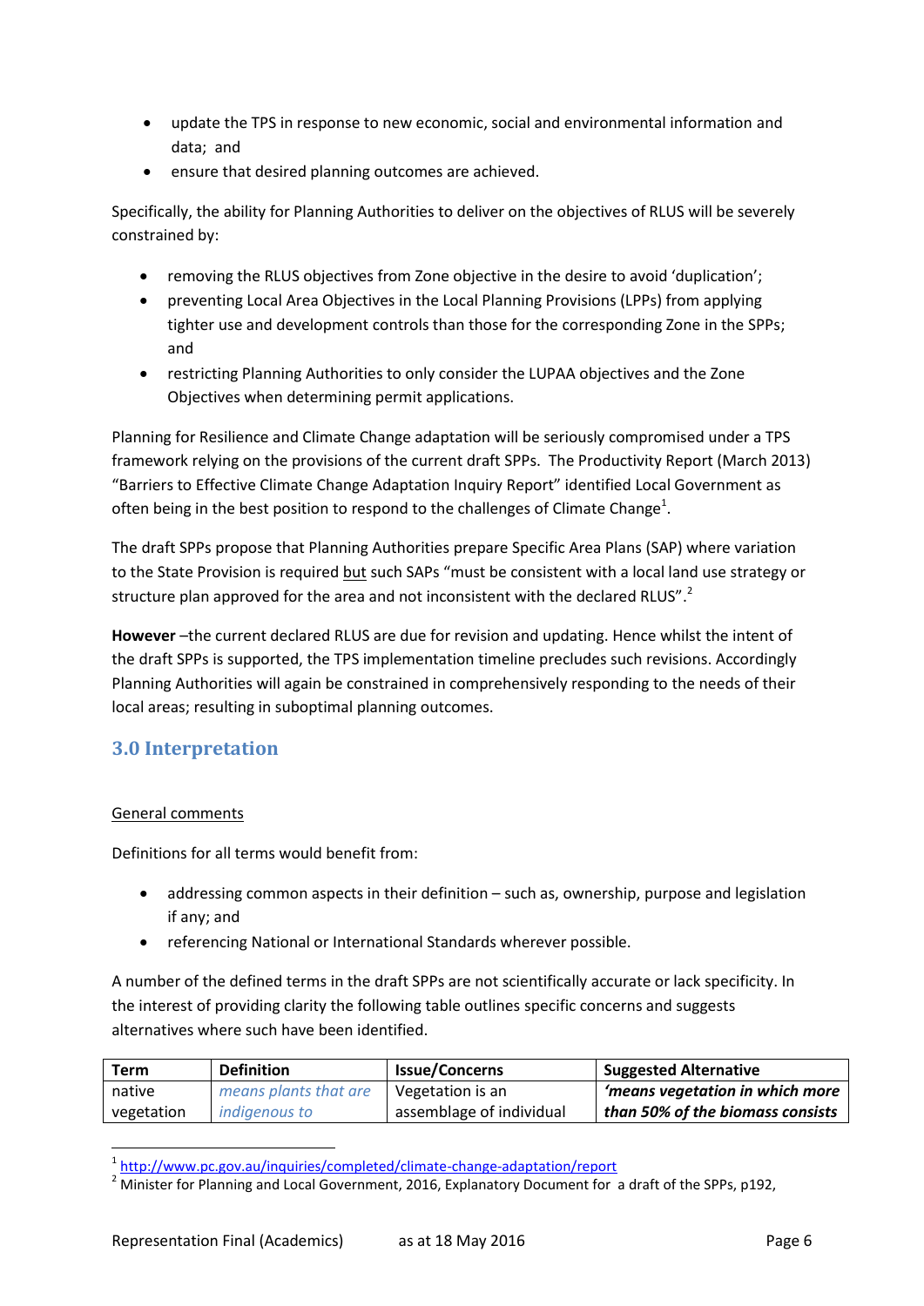- update the TPS in response to new economic, social and environmental information and data; and
- ensure that desired planning outcomes are achieved.

Specifically, the ability for Planning Authorities to deliver on the objectives of RLUS will be severely constrained by:

- removing the RLUS objectives from Zone objective in the desire to avoid 'duplication';
- preventing Local Area Objectives in the Local Planning Provisions (LPPs) from applying tighter use and development controls than those for the corresponding Zone in the SPPs; and
- restricting Planning Authorities to only consider the LUPAA objectives and the Zone Objectives when determining permit applications.

Planning for Resilience and Climate Change adaptation will be seriously compromised under a TPS framework relying on the provisions of the current draft SPPs. The Productivity Report (March 2013) "Barriers to Effective Climate Change Adaptation Inquiry Report" identified Local Government as often being in the best position to respond to the challenges of Climate Change[1].

The draft SPPs propose that Planning Authorities prepare Specific Area Plans (SAP) where variation to the State Provision is required <u>but</u> such SAPs "must be consistent with a local land use strategy or structure plan approved for the area and not inconsistent with the declared RLUS".[2]

**However** –the current declared RLUS are due for revision and updating. Hence whilst the intent of the draft SPPs is supported, the TPS implementation timeline precludes such revisions. Accordingly Planning Authorities will again be constrained in comprehensively responding to the needs of their local areas; resulting in suboptimal planning outcomes.

## 3.0 Interpretation

<u>General comments</u>

Definitions for all terms would benefit from:

- addressing common aspects in their definition – such as, ownership, purpose and legislation if any; and
- referencing National or International Standards wherever possible.

A number of the defined terms in the draft SPPs are not scientifically accurate or lack specificity. In the interest of providing clarity the following table outlines specific concerns and suggests alternatives where such have been identified.

| Term | Definition | Issue/Concerns | Suggested Alternative |
|---|---|---|---|
| native vegetation | *means plants that are indigenous to* | Vegetation is an assemblage of individual | ***'means vegetation in which more than 50% of the biomass consists*** |

[1] http://www.pc.gov.au/inquiries/completed/climate-change-adaptation/report

[2] Minister for Planning and Local Government, 2016, Explanatory Document for a draft of the SPPs, p192,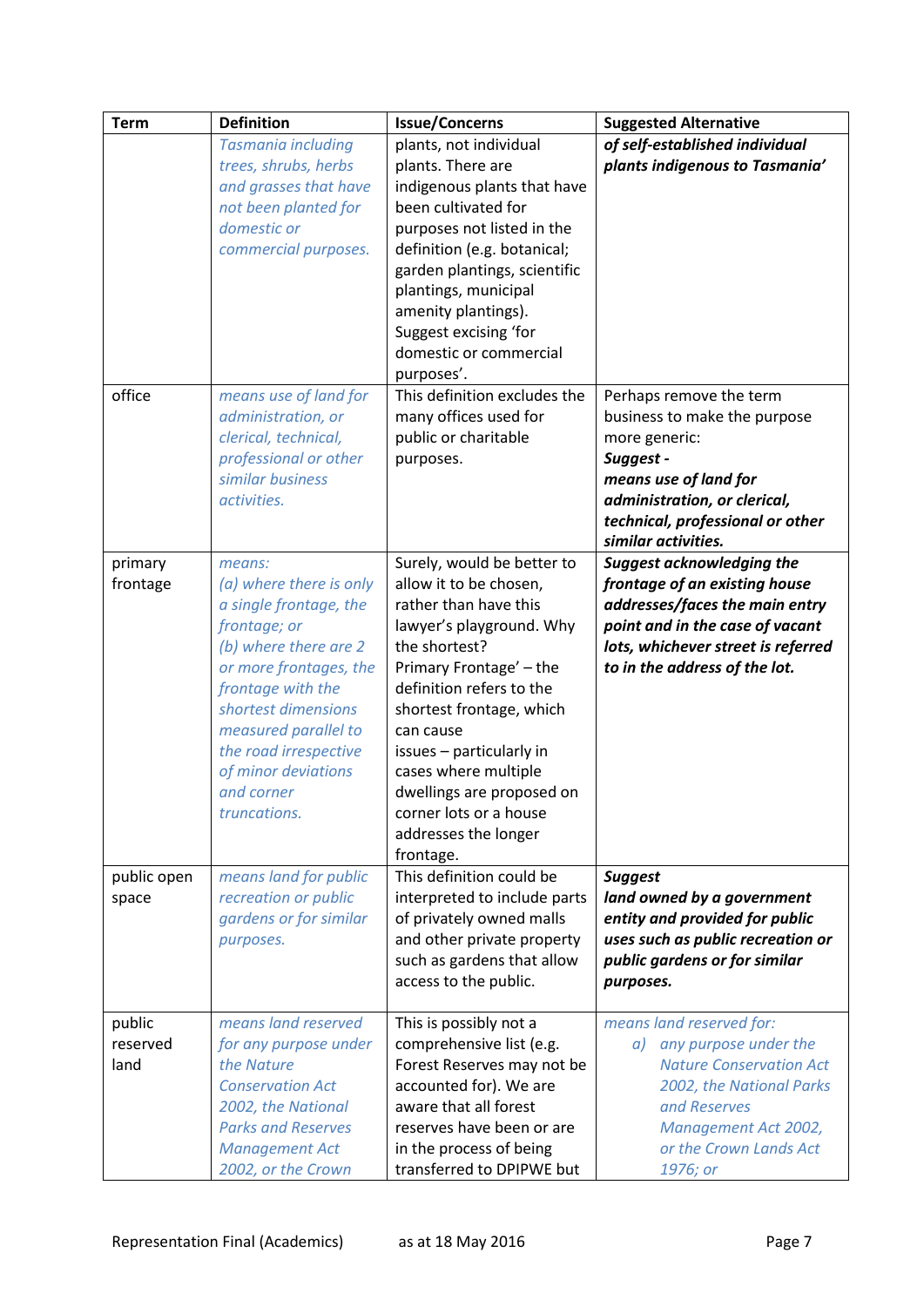| Term | Definition | Issue/Concerns | Suggested Alternative |
|---|---|---|---|
| | *Tasmania including trees, shrubs, herbs and grasses that have not been planted for domestic or commercial purposes.* | plants, not individual plants. There are indigenous plants that have been cultivated for purposes not listed in the definition (e.g. botanical; garden plantings, scientific plantings, municipal amenity plantings). Suggest excising 'for domestic or commercial purposes'. | ***of self-established individual plants indigenous to Tasmania'*** |
| office | *means use of land for administration, or clerical, technical, professional or other similar business activities.* | This definition excludes the many offices used for public or charitable purposes. | Perhaps remove the term business to make the purpose more generic: ***Suggest - means use of land for administration, or clerical, technical, professional or other similar activities.*** |
| primary frontage | *means: (a) where there is only a single frontage, the frontage; or (b) where there are 2 or more frontages, the frontage with the shortest dimensions measured parallel to the road irrespective of minor deviations and corner truncations.* | Surely, would be better to allow it to be chosen, rather than have this lawyer's playground. Why the shortest? Primary Frontage' – the definition refers to the shortest frontage, which can cause issues – particularly in cases where multiple dwellings are proposed on corner lots or a house addresses the longer frontage. | ***Suggest acknowledging the frontage of an existing house addresses/faces the main entry point and in the case of vacant lots, whichever street is referred to in the address of the lot.*** |
| public open space | *means land for public recreation or public gardens or for similar purposes.* | This definition could be interpreted to include parts of privately owned malls and other private property such as gardens that allow access to the public. | ***Suggest land owned by a government entity and provided for public uses such as public recreation or public gardens or for similar purposes.*** |
| public reserved land | *means land reserved for any purpose under the Nature Conservation Act 2002, the National Parks and Reserves Management Act 2002, or the Crown* | This is possibly not a comprehensive list (e.g. Forest Reserves may not be accounted for). We are aware that all forest reserves have been or are in the process of being transferred to DPIPWE but | *means land reserved for:* <br> *a) any purpose under the Nature Conservation Act 2002, the National Parks and Reserves Management Act 2002, or the Crown Lands Act 1976; or* |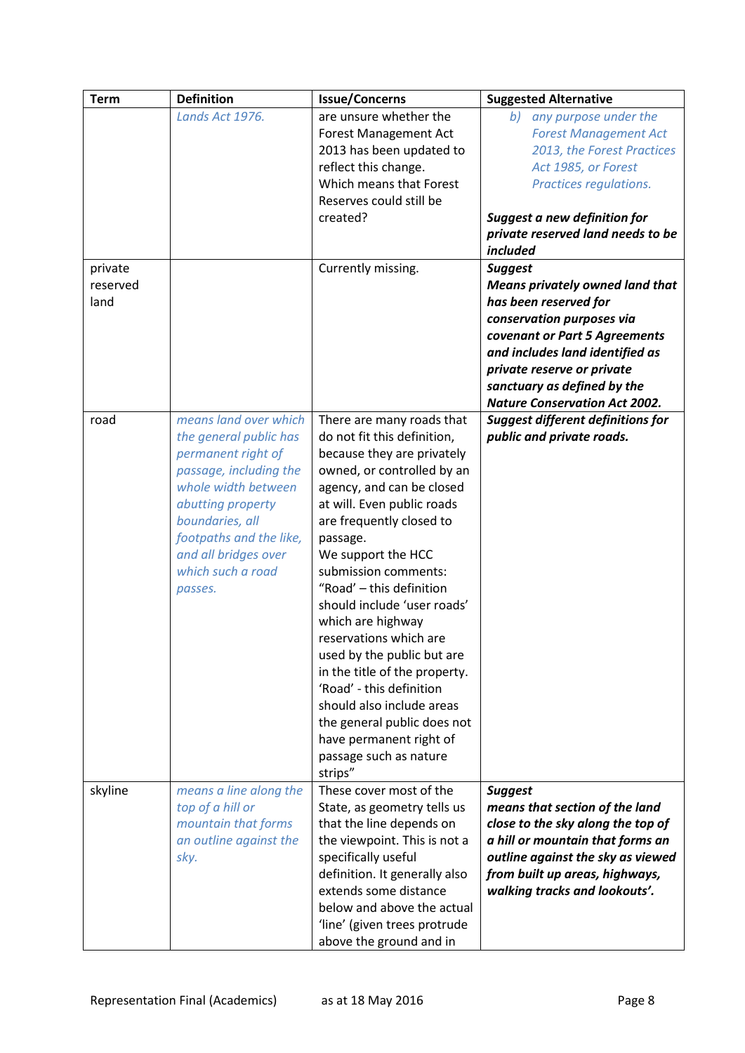| Term | Definition | Issue/Concerns | Suggested Alternative |
|---|---|---|---|
| | *Lands Act 1976.* | are unsure whether the Forest Management Act 2013 has been updated to reflect this change. Which means that Forest Reserves could still be created? | *b) any purpose under the Forest Management Act 2013, the Forest Practices Act 1985, or Forest Practices regulations.*<br><br>***Suggest a new definition for private reserved land needs to be included*** |
| private reserved land | | Currently missing. | ***Suggest Means privately owned land that has been reserved for conservation purposes via covenant or Part 5 Agreements and includes land identified as private reserve or private sanctuary as defined by the Nature Conservation Act 2002.*** |
| road | *means land over which the general public has permanent right of passage, including the whole width between abutting property boundaries, all footpaths and the like, and all bridges over which such a road passes.* | There are many roads that do not fit this definition, because they are privately owned, or controlled by an agency, and can be closed at will. Even public roads are frequently closed to passage.<br>We support the HCC submission comments: "Road' – this definition should include 'user roads' which are highway reservations which are used by the public but are in the title of the property. 'Road' - this definition should also include areas the general public does not have permanent right of passage such as nature strips" | ***Suggest different definitions for public and private roads.*** |
| skyline | *means a line along the top of a hill or mountain that forms an outline against the sky.* | These cover most of the State, as geometry tells us that the line depends on the viewpoint. This is not a specifically useful definition. It generally also extends some distance below and above the actual 'line' (given trees protrude above the ground and in | ***Suggest means that section of the land close to the sky along the top of a hill or mountain that forms an outline against the sky as viewed from built up areas, highways, walking tracks and lookouts'.*** |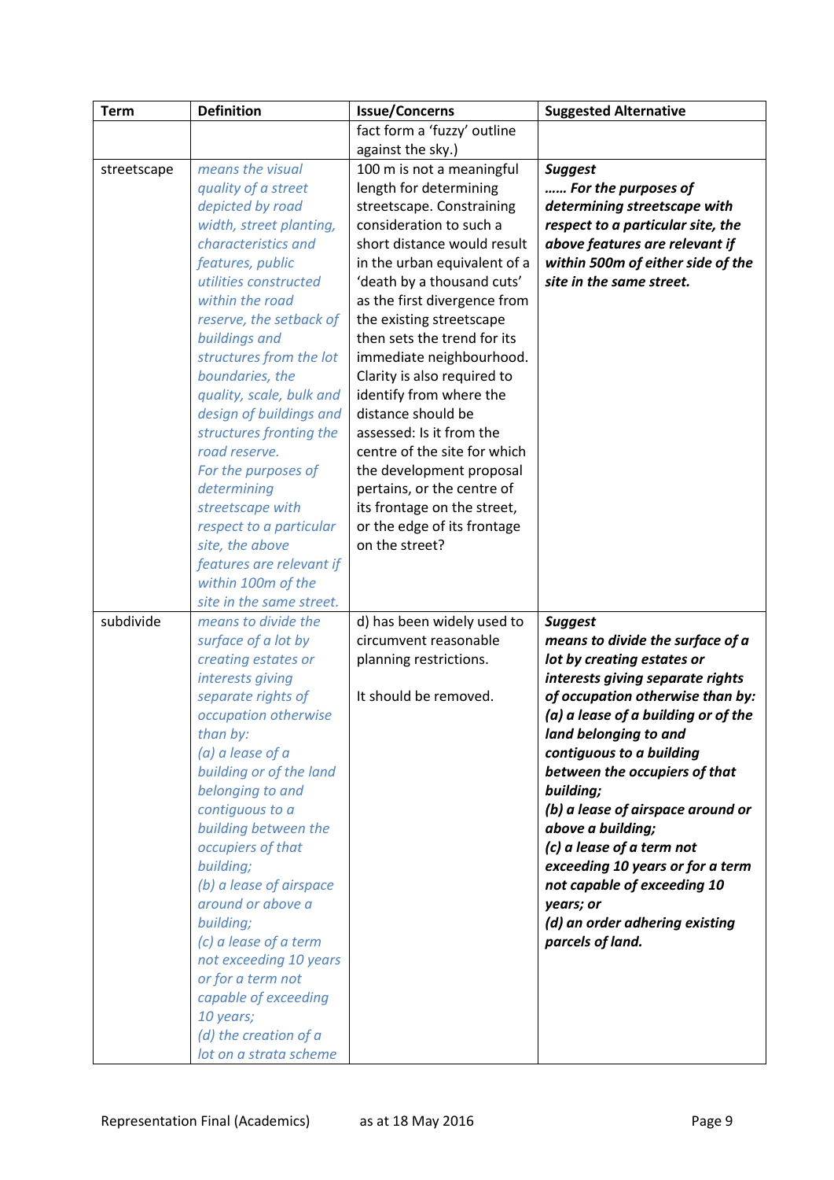| Term | Definition | Issue/Concerns | Suggested Alternative |
| --- | --- | --- | --- |
| | | fact form a 'fuzzy' outline against the sky.) | |
| streetscape | *means the visual quality of a street depicted by road width, street planting, characteristics and features, public utilities constructed within the road reserve, the setback of buildings and structures from the lot boundaries, the quality, scale, bulk and design of buildings and structures fronting the road reserve.* *For the purposes of determining streetscape with respect to a particular site, the above features are relevant if within 100m of the site in the same street.* | 100 m is not a meaningful length for determining streetscape. Constraining consideration to such a short distance would result in the urban equivalent of a 'death by a thousand cuts' as the first divergence from the existing streetscape then sets the trend for its immediate neighbourhood. Clarity is also required to identify from where the distance should be assessed: Is it from the centre of the site for which the development proposal pertains, or the centre of its frontage on the street, or the edge of its frontage on the street? | ***Suggest*** ***…… For the purposes of determining streetscape with respect to a particular site, the above features are relevant if within 500m of either side of the site in the same street.*** |
| subdivide | *means to divide the surface of a lot by creating estates or interests giving separate rights of occupation otherwise than by:* *(a) a lease of a building or of the land belonging to and contiguous to a building between the occupiers of that building;* *(b) a lease of airspace around or above a building;* *(c) a lease of a term not exceeding 10 years or for a term not capable of exceeding 10 years;* *(d) the creation of a lot on a strata scheme* | d) has been widely used to circumvent reasonable planning restrictions. It should be removed. | ***Suggest*** ***means to divide the surface of a lot by creating estates or interests giving separate rights of occupation otherwise than by:*** ***(a) a lease of a building or of the land belonging to and contiguous to a building between the occupiers of that building;*** ***(b) a lease of airspace around or above a building;*** ***(c) a lease of a term not exceeding 10 years or for a term not capable of exceeding 10 years; or*** ***(d) an order adhering existing parcels of land.*** |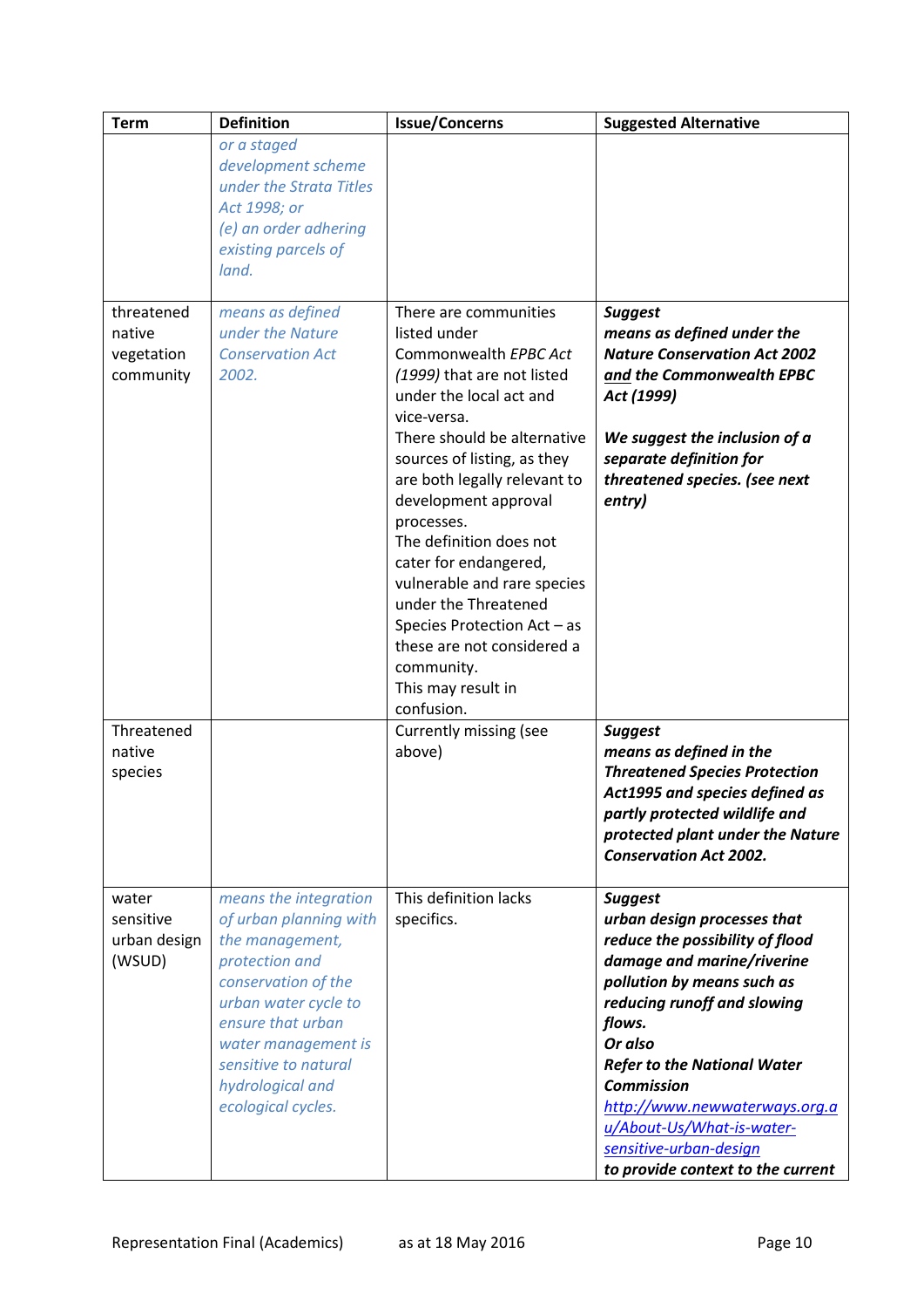| Term | Definition | Issue/Concerns | Suggested Alternative |
|---|---|---|---|
| | *or a staged development scheme under the Strata Titles Act 1998; or (e) an order adhering existing parcels of land.* | | |
| threatened native vegetation community | *means as defined under the Nature Conservation Act 2002.* | There are communities listed under Commonwealth *EPBC Act (1999)* that are not listed under the local act and vice-versa. There should be alternative sources of listing, as they are both legally relevant to development approval processes. The definition does not cater for endangered, vulnerable and rare species under the Threatened Species Protection Act – as these are not considered a community. This may result in confusion. | ***Suggest*** ***means as defined under the Nature Conservation Act 2002 and the Commonwealth EPBC Act (1999)*** ***We suggest the inclusion of a separate definition for threatened species. (see next entry)*** |
| Threatened native species | | Currently missing (see above) | ***Suggest*** ***means as defined in the Threatened Species Protection Act1995 and species defined as partly protected wildlife and protected plant under the Nature Conservation Act 2002.*** |
| water sensitive urban design (WSUD) | *means the integration of urban planning with the management, protection and conservation of the urban water cycle to ensure that urban water management is sensitive to natural hydrological and ecological cycles.* | This definition lacks specifics. | ***Suggest*** ***urban design processes that reduce the possibility of flood damage and marine/riverine pollution by means such as reducing runoff and slowing flows.*** ***Or also*** ***Refer to the National Water Commission*** http://www.newwaterways.org.au/About-Us/What-is-water-sensitive-urban-design ***to provide context to the current*** |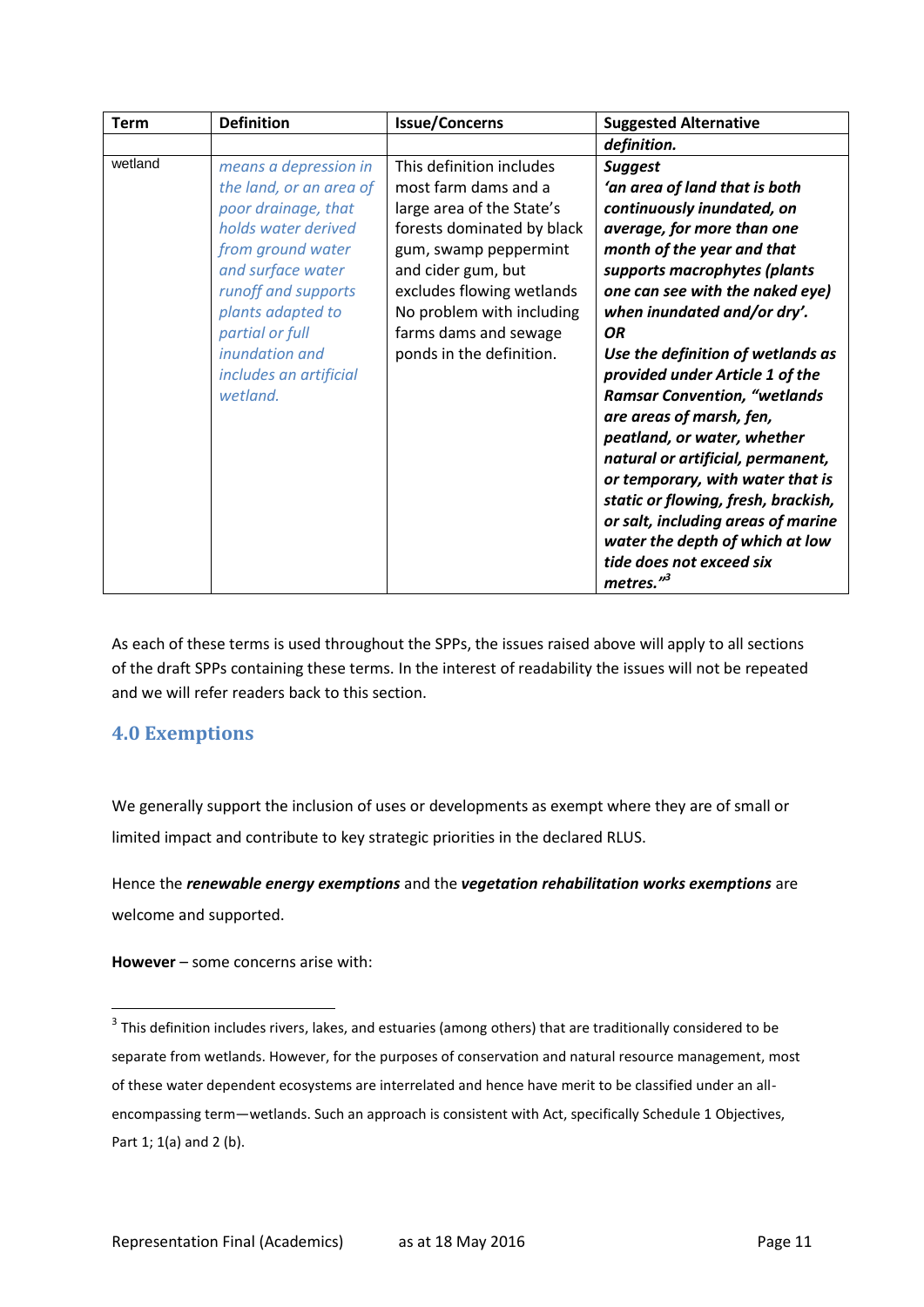| Term | Definition | Issue/Concerns | Suggested Alternative definition. |
|---|---|---|---|
| wetland | *means a depression in the land, or an area of poor drainage, that holds water derived from ground water and surface water runoff and supports plants adapted to partial or full inundation and includes an artificial wetland.* | This definition includes most farm dams and a large area of the State's forests dominated by black gum, swamp peppermint and cider gum, but excludes flowing wetlands No problem with including farms dams and sewage ponds in the definition. | ***Suggest 'an area of land that is both continuously inundated, on average, for more than one month of the year and that supports macrophytes (plants one can see with the naked eye) when inundated and/or dry'.*** ***OR*** ***Use the definition of wetlands as provided under Article 1 of the Ramsar Convention, "wetlands are areas of marsh, fen, peatland, or water, whether natural or artificial, permanent, or temporary, with water that is static or flowing, fresh, brackish, or salt, including areas of marine water the depth of which at low tide does not exceed six metres."***[3] |

As each of these terms is used throughout the SPPs, the issues raised above will apply to all sections of the draft SPPs containing these terms. In the interest of readability the issues will not be repeated and we will refer readers back to this section.

## 4.0 Exemptions

We generally support the inclusion of uses or developments as exempt where they are of small or limited impact and contribute to key strategic priorities in the declared RLUS.

Hence the ***renewable energy exemptions*** and the ***vegetation rehabilitation works exemptions*** are welcome and supported.

**However** – some concerns arise with:

[3] This definition includes rivers, lakes, and estuaries (among others) that are traditionally considered to be separate from wetlands. However, for the purposes of conservation and natural resource management, most of these water dependent ecosystems are interrelated and hence have merit to be classified under an all-encompassing term—wetlands. Such an approach is consistent with Act, specifically Schedule 1 Objectives, Part 1; 1(a) and 2 (b).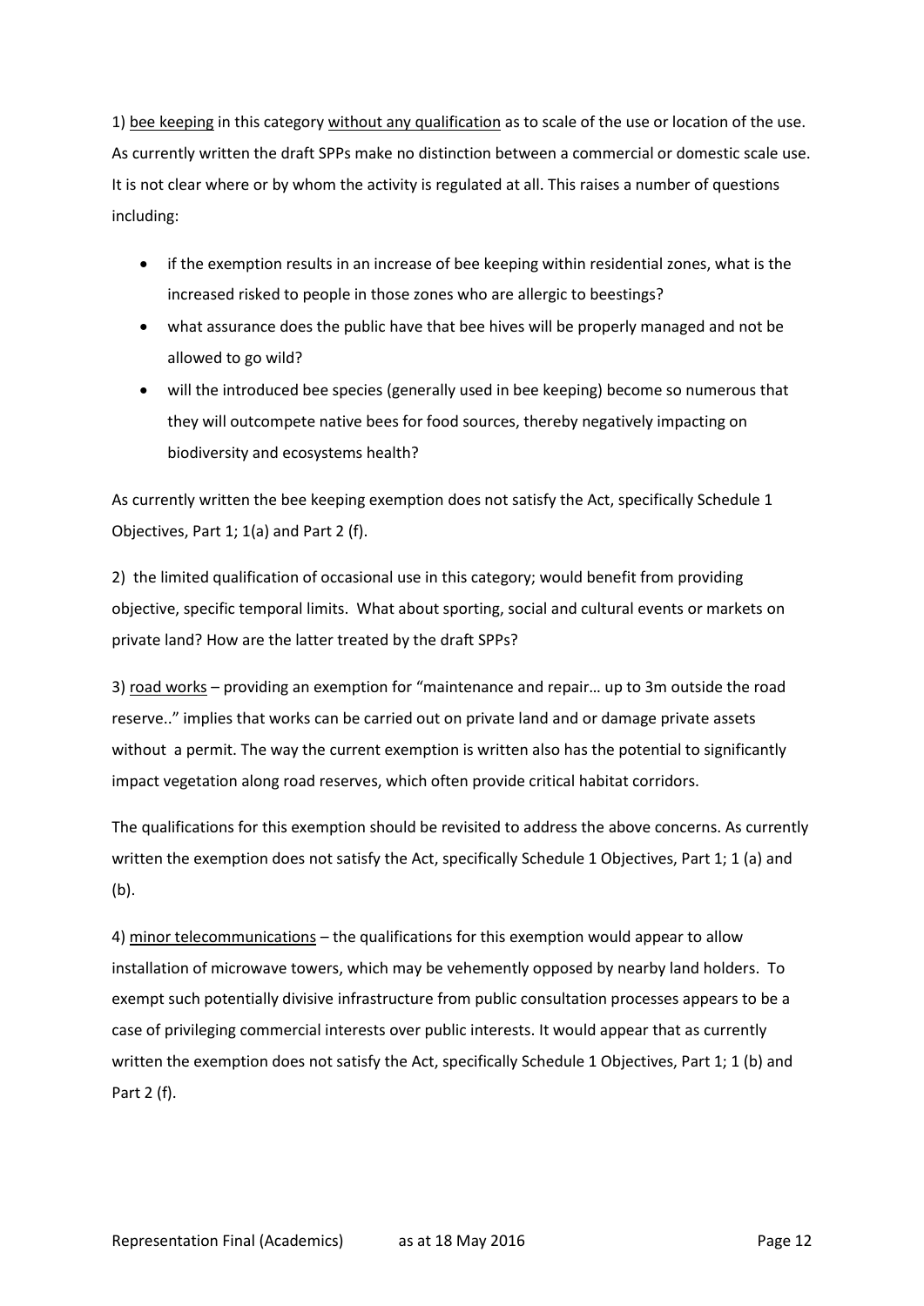1) <u>bee keeping</u> in this category <u>without any qualification</u> as to scale of the use or location of the use. As currently written the draft SPPs make no distinction between a commercial or domestic scale use. It is not clear where or by whom the activity is regulated at all. This raises a number of questions including:

- if the exemption results in an increase of bee keeping within residential zones, what is the increased risked to people in those zones who are allergic to beestings?
- what assurance does the public have that bee hives will be properly managed and not be allowed to go wild?
- will the introduced bee species (generally used in bee keeping) become so numerous that they will outcompete native bees for food sources, thereby negatively impacting on biodiversity and ecosystems health?

As currently written the bee keeping exemption does not satisfy the Act, specifically Schedule 1 Objectives, Part 1; 1(a) and Part 2 (f).

2) the limited qualification of occasional use in this category; would benefit from providing objective, specific temporal limits. What about sporting, social and cultural events or markets on private land? How are the latter treated by the draft SPPs?

3) <u>road works</u> – providing an exemption for "maintenance and repair… up to 3m outside the road reserve.." implies that works can be carried out on private land and or damage private assets without a permit. The way the current exemption is written also has the potential to significantly impact vegetation along road reserves, which often provide critical habitat corridors.

The qualifications for this exemption should be revisited to address the above concerns. As currently written the exemption does not satisfy the Act, specifically Schedule 1 Objectives, Part 1; 1 (a) and (b).

4) <u>minor telecommunications</u> – the qualifications for this exemption would appear to allow installation of microwave towers, which may be vehemently opposed by nearby land holders. To exempt such potentially divisive infrastructure from public consultation processes appears to be a case of privileging commercial interests over public interests. It would appear that as currently written the exemption does not satisfy the Act, specifically Schedule 1 Objectives, Part 1; 1 (b) and Part 2 (f).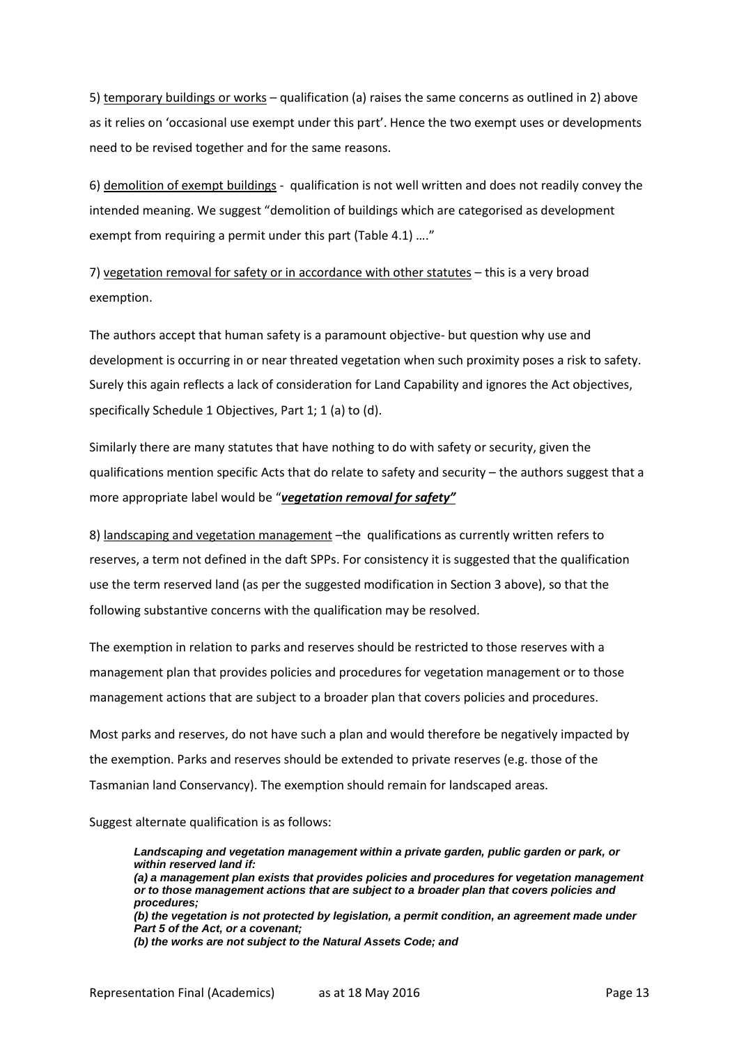5) <u>temporary buildings or works</u> – qualification (a) raises the same concerns as outlined in 2) above as it relies on 'occasional use exempt under this part'. Hence the two exempt uses or developments need to be revised together and for the same reasons.

6) <u>demolition of exempt buildings</u> - qualification is not well written and does not readily convey the intended meaning. We suggest "demolition of buildings which are categorised as development exempt from requiring a permit under this part (Table 4.1) …."

7) <u>vegetation removal for safety or in accordance with other statutes</u> – this is a very broad exemption.

The authors accept that human safety is a paramount objective- but question why use and development is occurring in or near threated vegetation when such proximity poses a risk to safety. Surely this again reflects a lack of consideration for Land Capability and ignores the Act objectives, specifically Schedule 1 Objectives, Part 1; 1 (a) to (d).

Similarly there are many statutes that have nothing to do with safety or security, given the qualifications mention specific Acts that do relate to safety and security – the authors suggest that a more appropriate label would be "***<u>vegetation removal for safety"</u>***

8) <u>landscaping and vegetation management</u> –the qualifications as currently written refers to reserves, a term not defined in the daft SPPs. For consistency it is suggested that the qualification use the term reserved land (as per the suggested modification in Section 3 above), so that the following substantive concerns with the qualification may be resolved.

The exemption in relation to parks and reserves should be restricted to those reserves with a management plan that provides policies and procedures for vegetation management or to those management actions that are subject to a broader plan that covers policies and procedures.

Most parks and reserves, do not have such a plan and would therefore be negatively impacted by the exemption. Parks and reserves should be extended to private reserves (e.g. those of the Tasmanian land Conservancy). The exemption should remain for landscaped areas.

Suggest alternate qualification is as follows:

> ***Landscaping and vegetation management within a private garden, public garden or park, or within reserved land if:***
> ***(a) a management plan exists that provides policies and procedures for vegetation management or to those management actions that are subject to a broader plan that covers policies and procedures;***
> ***(b) the vegetation is not protected by legislation, a permit condition, an agreement made under Part 5 of the Act, or a covenant;***
> ***(b) the works are not subject to the Natural Assets Code; and***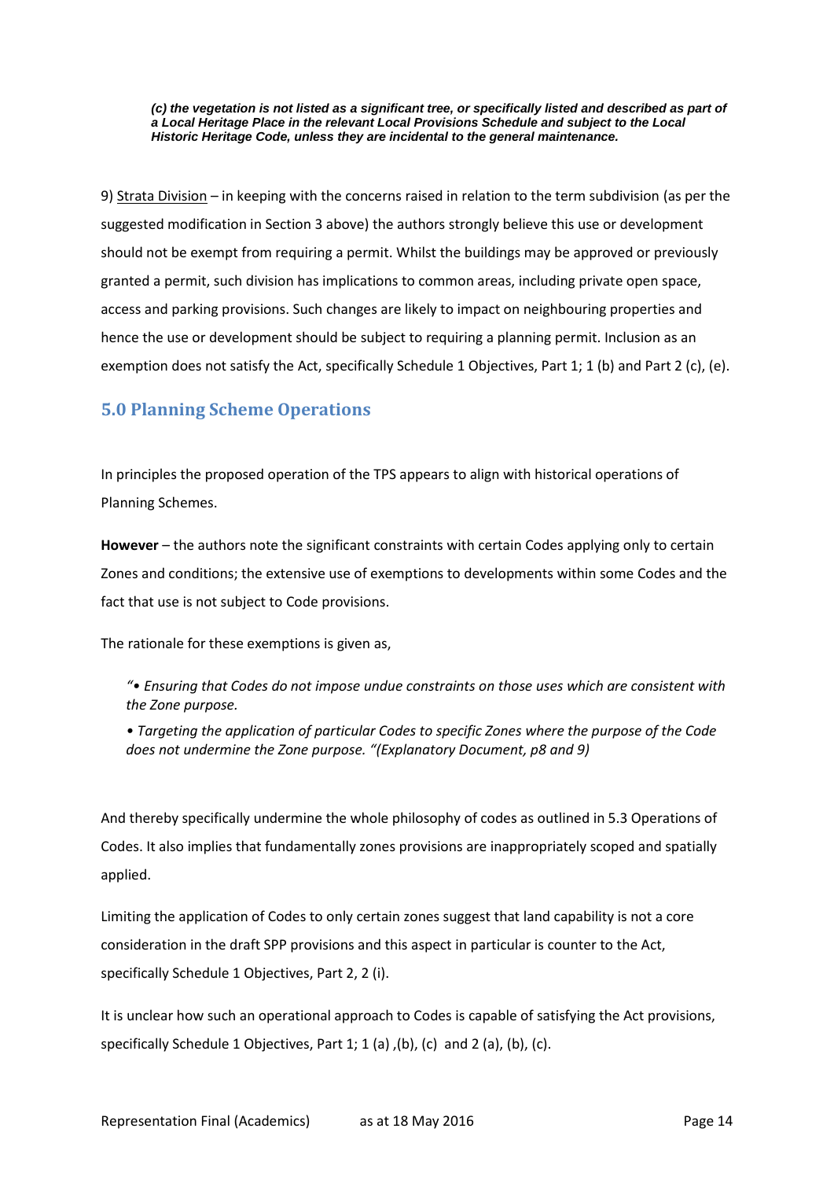***(c) the vegetation is not listed as a significant tree, or specifically listed and described as part of a Local Heritage Place in the relevant Local Provisions Schedule and subject to the Local Historic Heritage Code, unless they are incidental to the general maintenance.***

9) Strata Division – in keeping with the concerns raised in relation to the term subdivision (as per the suggested modification in Section 3 above) the authors strongly believe this use or development should not be exempt from requiring a permit. Whilst the buildings may be approved or previously granted a permit, such division has implications to common areas, including private open space, access and parking provisions. Such changes are likely to impact on neighbouring properties and hence the use or development should be subject to requiring a planning permit. Inclusion as an exemption does not satisfy the Act, specifically Schedule 1 Objectives, Part 1; 1 (b) and Part 2 (c), (e).

## 5.0 Planning Scheme Operations

In principles the proposed operation of the TPS appears to align with historical operations of Planning Schemes.

**However** – the authors note the significant constraints with certain Codes applying only to certain Zones and conditions; the extensive use of exemptions to developments within some Codes and the fact that use is not subject to Code provisions.

The rationale for these exemptions is given as,

> *"• Ensuring that Codes do not impose undue constraints on those uses which are consistent with the Zone purpose.*
>
> *• Targeting the application of particular Codes to specific Zones where the purpose of the Code does not undermine the Zone purpose. "(Explanatory Document, p8 and 9)*

And thereby specifically undermine the whole philosophy of codes as outlined in 5.3 Operations of Codes. It also implies that fundamentally zones provisions are inappropriately scoped and spatially applied.

Limiting the application of Codes to only certain zones suggest that land capability is not a core consideration in the draft SPP provisions and this aspect in particular is counter to the Act, specifically Schedule 1 Objectives, Part 2, 2 (i).

It is unclear how such an operational approach to Codes is capable of satisfying the Act provisions, specifically Schedule 1 Objectives, Part 1; 1 (a) ,(b), (c) and 2 (a), (b), (c).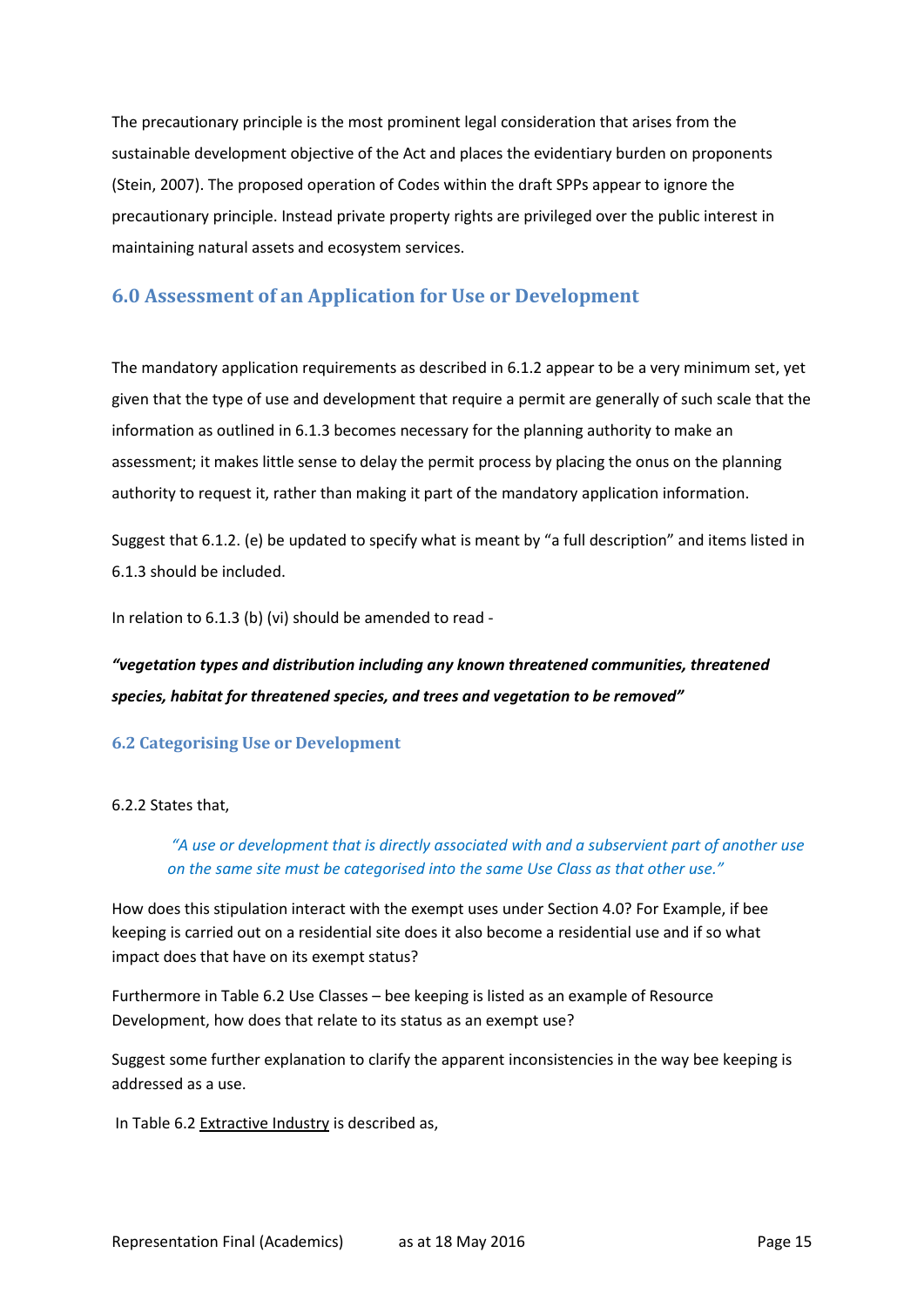The precautionary principle is the most prominent legal consideration that arises from the sustainable development objective of the Act and places the evidentiary burden on proponents (Stein, 2007). The proposed operation of Codes within the draft SPPs appear to ignore the precautionary principle. Instead private property rights are privileged over the public interest in maintaining natural assets and ecosystem services.

## 6.0 Assessment of an Application for Use or Development

The mandatory application requirements as described in 6.1.2 appear to be a very minimum set, yet given that the type of use and development that require a permit are generally of such scale that the information as outlined in 6.1.3 becomes necessary for the planning authority to make an assessment; it makes little sense to delay the permit process by placing the onus on the planning authority to request it, rather than making it part of the mandatory application information.

Suggest that 6.1.2. (e) be updated to specify what is meant by "a full description" and items listed in 6.1.3 should be included.

In relation to 6.1.3 (b) (vi) should be amended to read -

***"vegetation types and distribution including any known threatened communities, threatened species, habitat for threatened species, and trees and vegetation to be removed"***

### 6.2 Categorising Use or Development

6.2.2 States that,

> *"A use or development that is directly associated with and a subservient part of another use on the same site must be categorised into the same Use Class as that other use."*

How does this stipulation interact with the exempt uses under Section 4.0? For Example, if bee keeping is carried out on a residential site does it also become a residential use and if so what impact does that have on its exempt status?

Furthermore in Table 6.2 Use Classes – bee keeping is listed as an example of Resource Development, how does that relate to its status as an exempt use?

Suggest some further explanation to clarify the apparent inconsistencies in the way bee keeping is addressed as a use.

In Table 6.2 <u>Extractive Industry</u> is described as,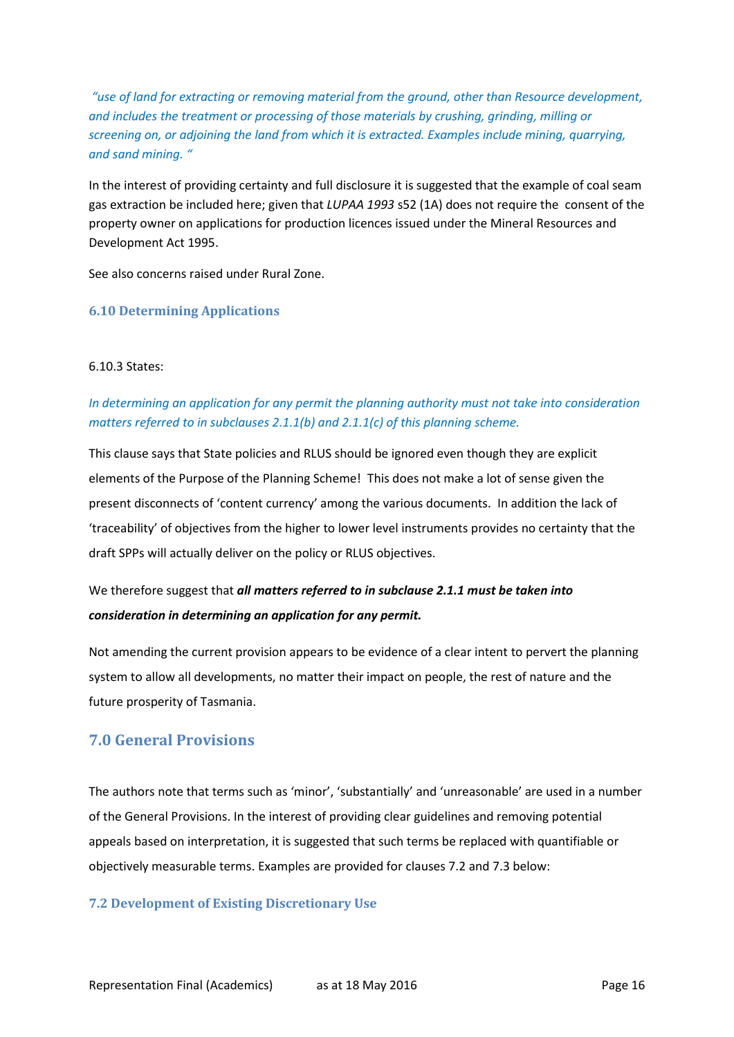*"use of land for extracting or removing material from the ground, other than Resource development, and includes the treatment or processing of those materials by crushing, grinding, milling or screening on, or adjoining the land from which it is extracted. Examples include mining, quarrying, and sand mining. "*

In the interest of providing certainty and full disclosure it is suggested that the example of coal seam gas extraction be included here; given that *LUPAA 1993* s52 (1A) does not require the consent of the property owner on applications for production licences issued under the Mineral Resources and Development Act 1995.

See also concerns raised under Rural Zone.

### 6.10 Determining Applications

6.10.3 States:

*In determining an application for any permit the planning authority must not take into consideration matters referred to in subclauses 2.1.1(b) and 2.1.1(c) of this planning scheme.*

This clause says that State policies and RLUS should be ignored even though they are explicit elements of the Purpose of the Planning Scheme! This does not make a lot of sense given the present disconnects of 'content currency' among the various documents. In addition the lack of 'traceability' of objectives from the higher to lower level instruments provides no certainty that the draft SPPs will actually deliver on the policy or RLUS objectives.

We therefore suggest that ***all matters referred to in subclause 2.1.1 must be taken into consideration in determining an application for any permit.***

Not amending the current provision appears to be evidence of a clear intent to pervert the planning system to allow all developments, no matter their impact on people, the rest of nature and the future prosperity of Tasmania.

## 7.0 General Provisions

The authors note that terms such as 'minor', 'substantially' and 'unreasonable' are used in a number of the General Provisions. In the interest of providing clear guidelines and removing potential appeals based on interpretation, it is suggested that such terms be replaced with quantifiable or objectively measurable terms. Examples are provided for clauses 7.2 and 7.3 below:

### 7.2 Development of Existing Discretionary Use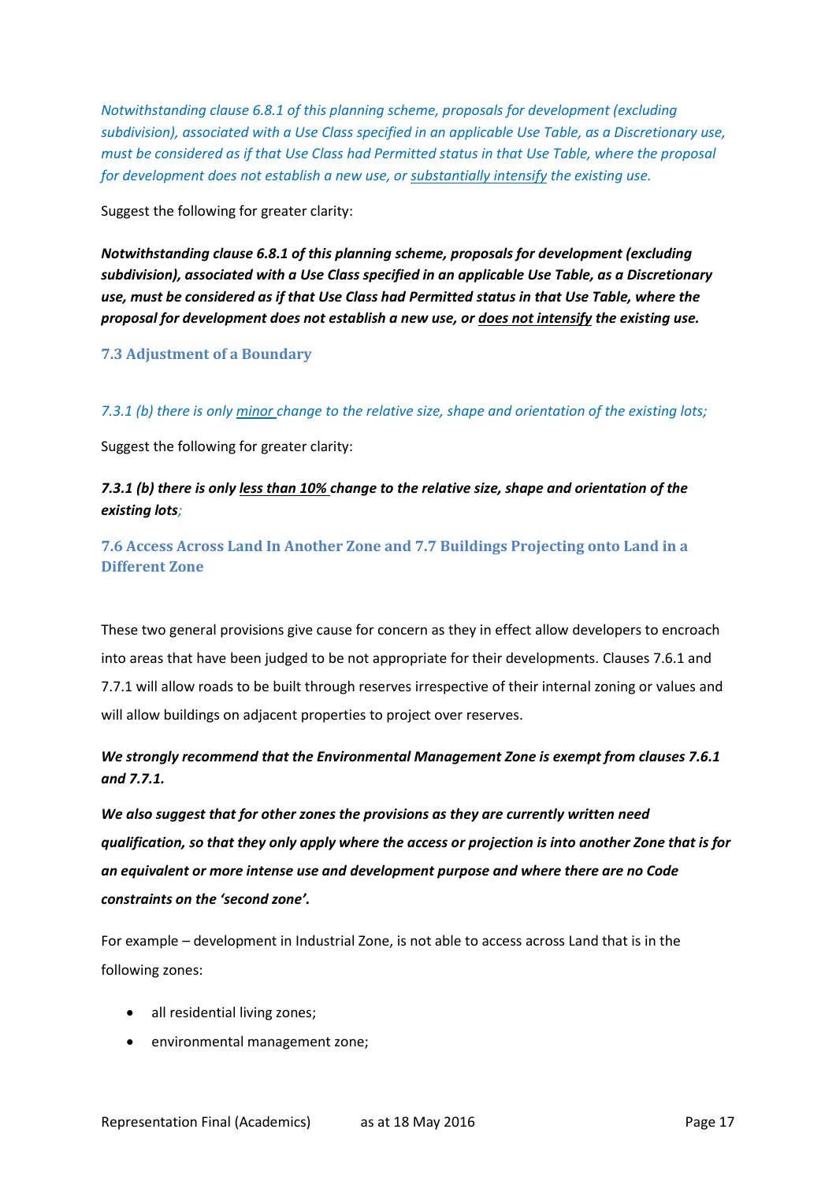*Notwithstanding clause 6.8.1 of this planning scheme, proposals for development (excluding subdivision), associated with a Use Class specified in an applicable Use Table, as a Discretionary use, must be considered as if that Use Class had Permitted status in that Use Table, where the proposal for development does not establish a new use, or <u>substantially intensify</u> the existing use.*

Suggest the following for greater clarity:

***Notwithstanding clause 6.8.1 of this planning scheme, proposals for development (excluding subdivision), associated with a Use Class specified in an applicable Use Table, as a Discretionary use, must be considered as if that Use Class had Permitted status in that Use Table, where the proposal for development does not establish a new use, or <u>does not intensify</u> the existing use.***

### 7.3 Adjustment of a Boundary

*7.3.1 (b) there is only <u>minor</u> change to the relative size, shape and orientation of the existing lots;*

Suggest the following for greater clarity:

***7.3.1 (b) there is only <u>less than 10%</u> change to the relative size, shape and orientation of the existing lots;***

### 7.6 Access Across Land In Another Zone and 7.7 Buildings Projecting onto Land in a Different Zone

These two general provisions give cause for concern as they in effect allow developers to encroach into areas that have been judged to be not appropriate for their developments. Clauses 7.6.1 and 7.7.1 will allow roads to be built through reserves irrespective of their internal zoning or values and will allow buildings on adjacent properties to project over reserves.

***We strongly recommend that the Environmental Management Zone is exempt from clauses 7.6.1 and 7.7.1.***

***We also suggest that for other zones the provisions as they are currently written need qualification, so that they only apply where the access or projection is into another Zone that is for an equivalent or more intense use and development purpose and where there are no Code constraints on the 'second zone'.***

For example – development in Industrial Zone, is not able to access across Land that is in the following zones:

- all residential living zones;
- environmental management zone;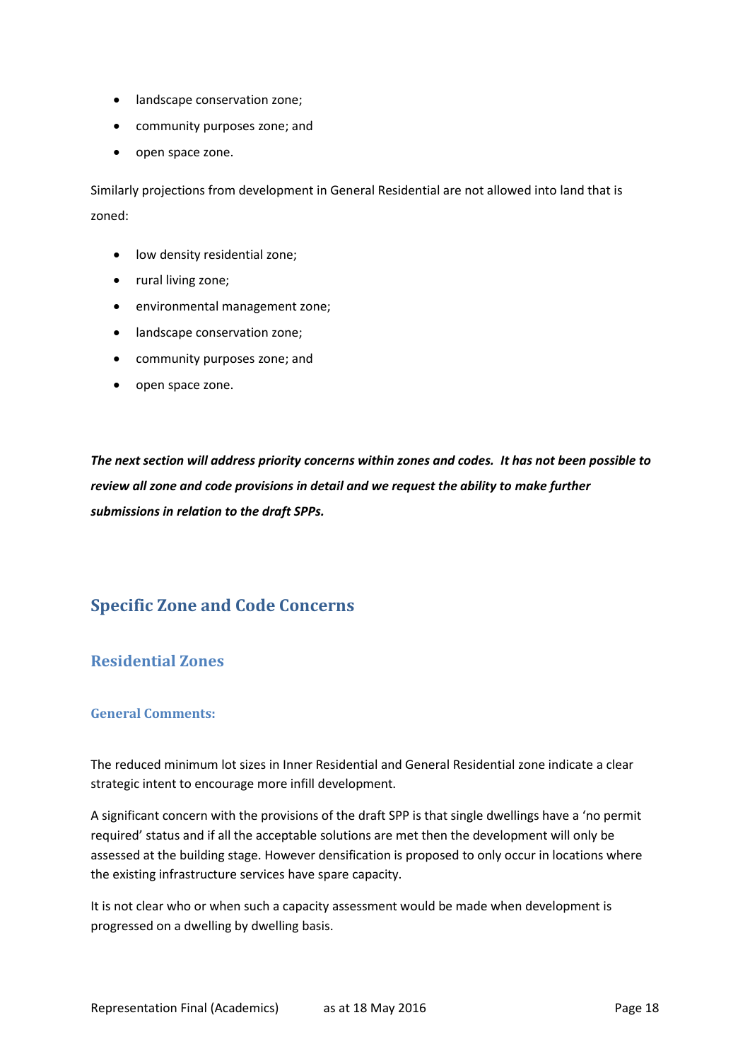- landscape conservation zone;
- community purposes zone; and
- open space zone.

Similarly projections from development in General Residential are not allowed into land that is zoned:

- low density residential zone;
- rural living zone;
- environmental management zone;
- landscape conservation zone;
- community purposes zone; and
- open space zone.

***The next section will address priority concerns within zones and codes. It has not been possible to review all zone and code provisions in detail and we request the ability to make further submissions in relation to the draft SPPs.***

## Specific Zone and Code Concerns

### Residential Zones

#### General Comments:

The reduced minimum lot sizes in Inner Residential and General Residential zone indicate a clear strategic intent to encourage more infill development.

A significant concern with the provisions of the draft SPP is that single dwellings have a 'no permit required' status and if all the acceptable solutions are met then the development will only be assessed at the building stage. However densification is proposed to only occur in locations where the existing infrastructure services have spare capacity.

It is not clear who or when such a capacity assessment would be made when development is progressed on a dwelling by dwelling basis.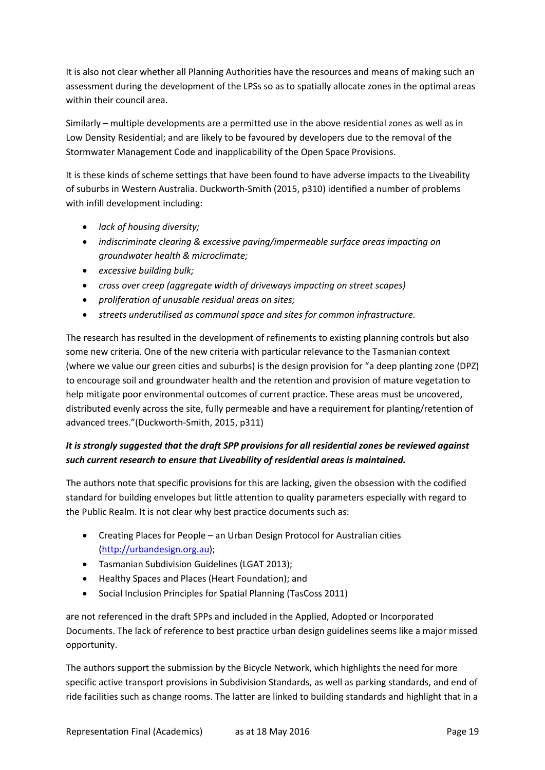It is also not clear whether all Planning Authorities have the resources and means of making such an assessment during the development of the LPSs so as to spatially allocate zones in the optimal areas within their council area.

Similarly – multiple developments are a permitted use in the above residential zones as well as in Low Density Residential; and are likely to be favoured by developers due to the removal of the Stormwater Management Code and inapplicability of the Open Space Provisions.

It is these kinds of scheme settings that have been found to have adverse impacts to the Liveability of suburbs in Western Australia. Duckworth-Smith (2015, p310) identified a number of problems with infill development including:

- *lack of housing diversity;*
- *indiscriminate clearing & excessive paving/impermeable surface areas impacting on groundwater health & microclimate;*
- *excessive building bulk;*
- *cross over creep (aggregate width of driveways impacting on street scapes)*
- *proliferation of unusable residual areas on sites;*
- *streets underutilised as communal space and sites for common infrastructure.*

The research has resulted in the development of refinements to existing planning controls but also some new criteria. One of the new criteria with particular relevance to the Tasmanian context (where we value our green cities and suburbs) is the design provision for "a deep planting zone (DPZ) to encourage soil and groundwater health and the retention and provision of mature vegetation to help mitigate poor environmental outcomes of current practice. These areas must be uncovered, distributed evenly across the site, fully permeable and have a requirement for planting/retention of advanced trees."(Duckworth-Smith, 2015, p311)

***It is strongly suggested that the draft SPP provisions for all residential zones be reviewed against such current research to ensure that Liveability of residential areas is maintained.***

The authors note that specific provisions for this are lacking, given the obsession with the codified standard for building envelopes but little attention to quality parameters especially with regard to the Public Realm. It is not clear why best practice documents such as:

- Creating Places for People – an Urban Design Protocol for Australian cities (http://urbandesign.org.au);
- Tasmanian Subdivision Guidelines (LGAT 2013);
- Healthy Spaces and Places (Heart Foundation); and
- Social Inclusion Principles for Spatial Planning (TasCoss 2011)

are not referenced in the draft SPPs and included in the Applied, Adopted or Incorporated Documents. The lack of reference to best practice urban design guidelines seems like a major missed opportunity.

The authors support the submission by the Bicycle Network, which highlights the need for more specific active transport provisions in Subdivision Standards, as well as parking standards, and end of ride facilities such as change rooms. The latter are linked to building standards and highlight that in a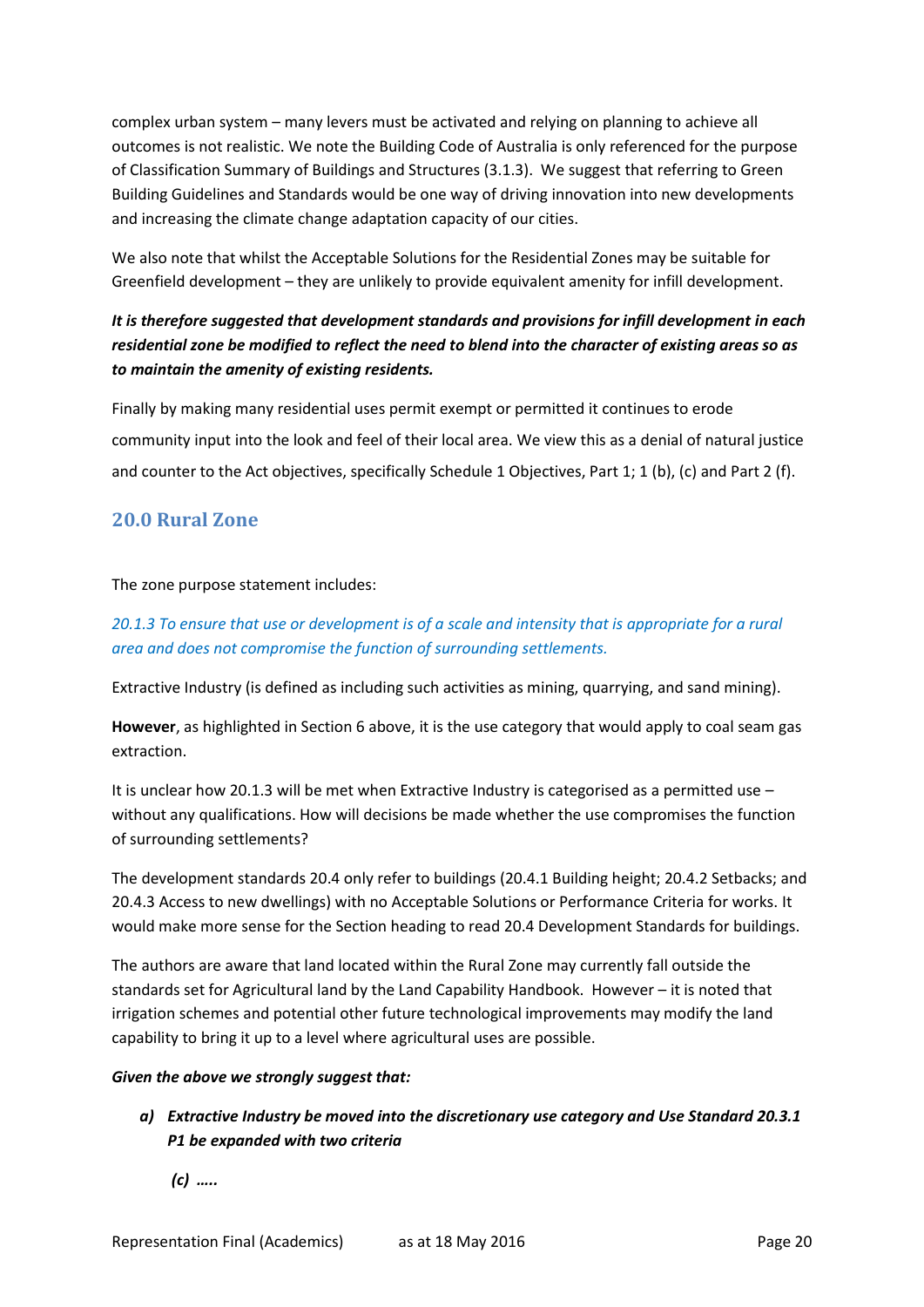complex urban system – many levers must be activated and relying on planning to achieve all outcomes is not realistic. We note the Building Code of Australia is only referenced for the purpose of Classification Summary of Buildings and Structures (3.1.3). We suggest that referring to Green Building Guidelines and Standards would be one way of driving innovation into new developments and increasing the climate change adaptation capacity of our cities.

We also note that whilst the Acceptable Solutions for the Residential Zones may be suitable for Greenfield development – they are unlikely to provide equivalent amenity for infill development.

***It is therefore suggested that development standards and provisions for infill development in each residential zone be modified to reflect the need to blend into the character of existing areas so as to maintain the amenity of existing residents.***

Finally by making many residential uses permit exempt or permitted it continues to erode community input into the look and feel of their local area. We view this as a denial of natural justice and counter to the Act objectives, specifically Schedule 1 Objectives, Part 1; 1 (b), (c) and Part 2 (f).

## 20.0 Rural Zone

The zone purpose statement includes:

*20.1.3 To ensure that use or development is of a scale and intensity that is appropriate for a rural area and does not compromise the function of surrounding settlements.*

Extractive Industry (is defined as including such activities as mining, quarrying, and sand mining).

**However**, as highlighted in Section 6 above, it is the use category that would apply to coal seam gas extraction.

It is unclear how 20.1.3 will be met when Extractive Industry is categorised as a permitted use – without any qualifications. How will decisions be made whether the use compromises the function of surrounding settlements?

The development standards 20.4 only refer to buildings (20.4.1 Building height; 20.4.2 Setbacks; and 20.4.3 Access to new dwellings) with no Acceptable Solutions or Performance Criteria for works. It would make more sense for the Section heading to read 20.4 Development Standards for buildings.

The authors are aware that land located within the Rural Zone may currently fall outside the standards set for Agricultural land by the Land Capability Handbook. However – it is noted that irrigation schemes and potential other future technological improvements may modify the land capability to bring it up to a level where agricultural uses are possible.

***Given the above we strongly suggest that:***

a) ***Extractive Industry be moved into the discretionary use category and Use Standard 20.3.1 P1 be expanded with two criteria***

   ***(c) …..***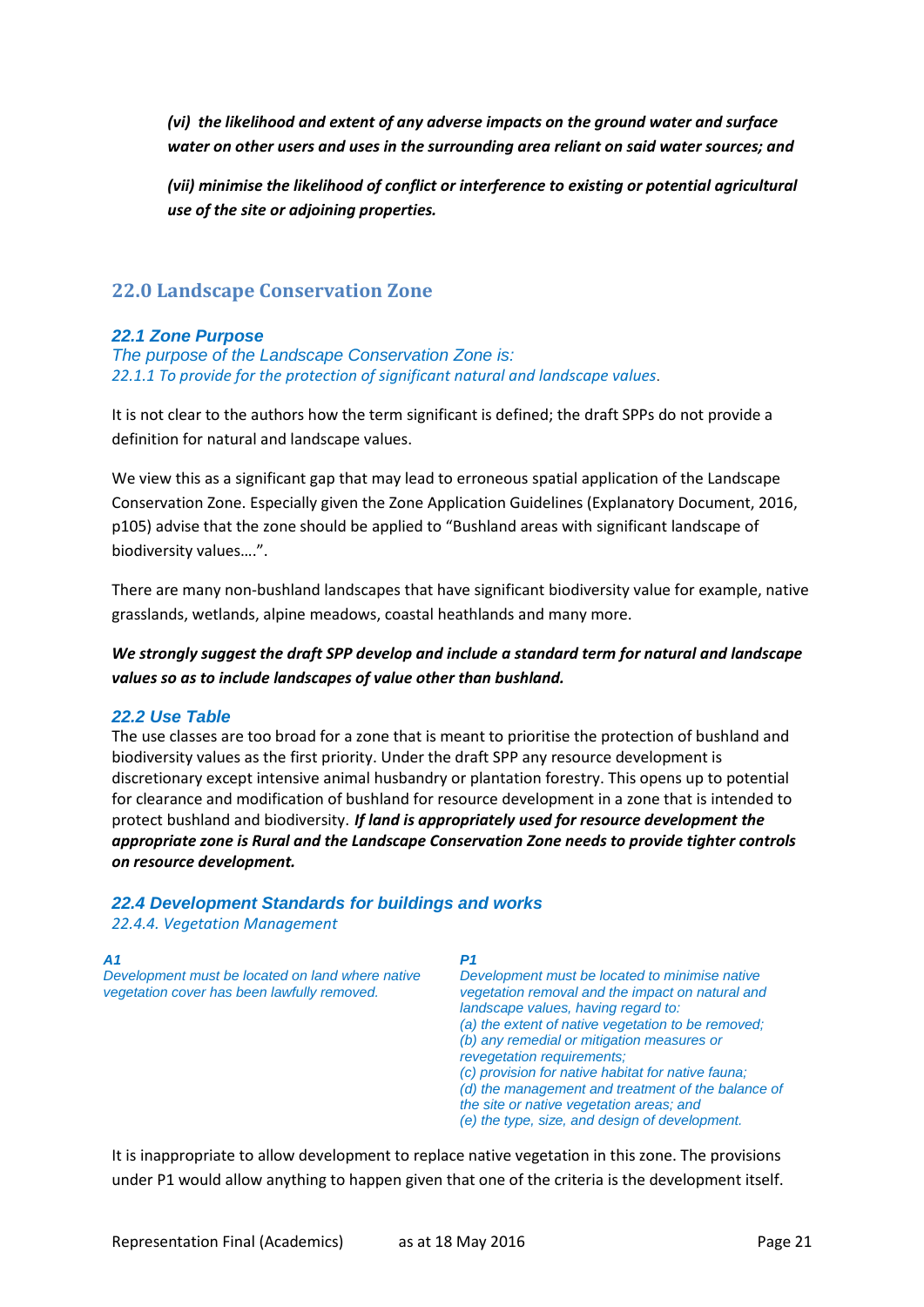*(vi) the likelihood and extent of any adverse impacts on the ground water and surface water on other users and uses in the surrounding area reliant on said water sources; and*

*(vii) minimise the likelihood of conflict or interference to existing or potential agricultural use of the site or adjoining properties.*

## 22.0 Landscape Conservation Zone

### *22.1 Zone Purpose*

*The purpose of the Landscape Conservation Zone is:*
*22.1.1 To provide for the protection of significant natural and landscape values.*

It is not clear to the authors how the term significant is defined; the draft SPPs do not provide a definition for natural and landscape values.

We view this as a significant gap that may lead to erroneous spatial application of the Landscape Conservation Zone. Especially given the Zone Application Guidelines (Explanatory Document, 2016, p105) advise that the zone should be applied to "Bushland areas with significant landscape of biodiversity values….".

There are many non-bushland landscapes that have significant biodiversity value for example, native grasslands, wetlands, alpine meadows, coastal heathlands and many more.

***We strongly suggest the draft SPP develop and include a standard term for natural and landscape values so as to include landscapes of value other than bushland.***

### *22.2 Use Table*

The use classes are too broad for a zone that is meant to prioritise the protection of bushland and biodiversity values as the first priority. Under the draft SPP any resource development is discretionary except intensive animal husbandry or plantation forestry. This opens up to potential for clearance and modification of bushland for resource development in a zone that is intended to protect bushland and biodiversity. ***If land is appropriately used for resource development the appropriate zone is Rural and the Landscape Conservation Zone needs to provide tighter controls on resource development.***

### *22.4 Development Standards for buildings and works*

*22.4.4. Vegetation Management*

| ***A1*** | ***P1*** |
|---|---|
| *Development must be located on land where native vegetation cover has been lawfully removed.* | *Development must be located to minimise native vegetation removal and the impact on natural and landscape values, having regard to:*<br>*(a) the extent of native vegetation to be removed;*<br>*(b) any remedial or mitigation measures or revegetation requirements;*<br>*(c) provision for native habitat for native fauna;*<br>*(d) the management and treatment of the balance of the site or native vegetation areas; and*<br>*(e) the type, size, and design of development.* |

It is inappropriate to allow development to replace native vegetation in this zone. The provisions under P1 would allow anything to happen given that one of the criteria is the development itself.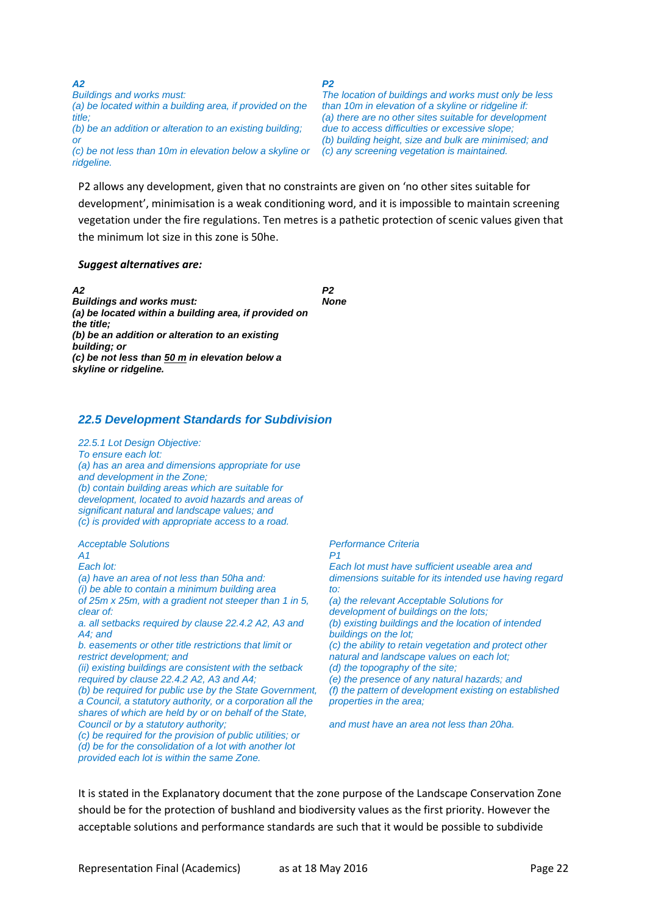| *A2* | *P2* |
|---|---|
| *Buildings and works must:*<br>*(a) be located within a building area, if provided on the title;*<br>*(b) be an addition or alteration to an existing building; or*<br>*(c) be not less than 10m in elevation below a skyline or ridgeline.* | *The location of buildings and works must only be less than 10m in elevation of a skyline or ridgeline if:*<br>*(a) there are no other sites suitable for development due to access difficulties or excessive slope;*<br>*(b) building height, size and bulk are minimised; and*<br>*(c) any screening vegetation is maintained.* |

P2 allows any development, given that no constraints are given on 'no other sites suitable for development', minimisation is a weak conditioning word, and it is impossible to maintain screening vegetation under the fire regulations. Ten metres is a pathetic protection of scenic values given that the minimum lot size in this zone is 50he.

***Suggest alternatives are:***

| ***A2*** | ***P2*** |
|---|---|
| ***Buildings and works must:***<br>***(a) be located within a building area, if provided on the title;***<br>***(b) be an addition or alteration to an existing building; or***<br>***(c) be not less than <u>50 m</u> in elevation below a skyline or ridgeline.*** | ***None*** |

## *22.5 Development Standards for Subdivision*

*22.5.1 Lot Design Objective:*
*To ensure each lot:*
*(a) has an area and dimensions appropriate for use and development in the Zone;*
*(b) contain building areas which are suitable for development, located to avoid hazards and areas of significant natural and landscape values; and*
*(c) is provided with appropriate access to a road.*

| *Acceptable Solutions* | *Performance Criteria* |
|---|---|
| *A1*<br>*Each lot:*<br>*(a) have an area of not less than 50ha and:*<br>*(i) be able to contain a minimum building area of 25m x 25m, with a gradient not steeper than 1 in 5, clear of:*<br>*a. all setbacks required by clause 22.4.2 A2, A3 and A4; and*<br>*b. easements or other title restrictions that limit or restrict development; and*<br>*(ii) existing buildings are consistent with the setback required by clause 22.4.2 A2, A3 and A4;*<br>*(b) be required for public use by the State Government, a Council, a statutory authority, or a corporation all the shares of which are held by or on behalf of the State, Council or by a statutory authority;*<br>*(c) be required for the provision of public utilities; or*<br>*(d) be for the consolidation of a lot with another lot provided each lot is within the same Zone.* | *P1*<br>*Each lot must have sufficient useable area and dimensions suitable for its intended use having regard to:*<br>*(a) the relevant Acceptable Solutions for development of buildings on the lots;*<br>*(b) existing buildings and the location of intended buildings on the lot;*<br>*(c) the ability to retain vegetation and protect other natural and landscape values on each lot;*<br>*(d) the topography of the site;*<br>*(e) the presence of any natural hazards; and*<br>*(f) the pattern of development existing on established properties in the area;*<br><br>*and must have an area not less than 20ha.* |

It is stated in the Explanatory document that the zone purpose of the Landscape Conservation Zone should be for the protection of bushland and biodiversity values as the first priority. However the acceptable solutions and performance standards are such that it would be possible to subdivide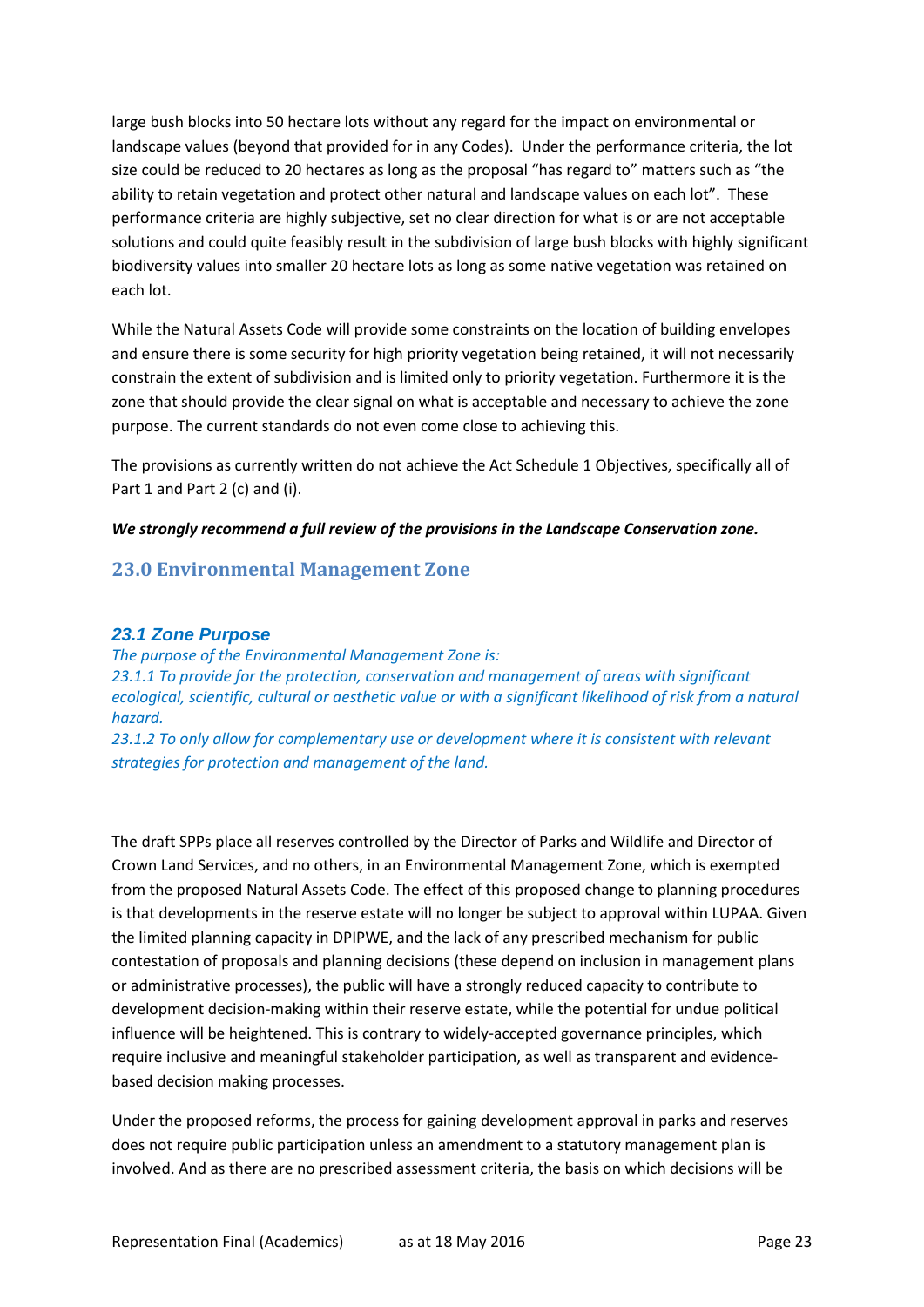large bush blocks into 50 hectare lots without any regard for the impact on environmental or landscape values (beyond that provided for in any Codes). Under the performance criteria, the lot size could be reduced to 20 hectares as long as the proposal "has regard to" matters such as "the ability to retain vegetation and protect other natural and landscape values on each lot". These performance criteria are highly subjective, set no clear direction for what is or are not acceptable solutions and could quite feasibly result in the subdivision of large bush blocks with highly significant biodiversity values into smaller 20 hectare lots as long as some native vegetation was retained on each lot.

While the Natural Assets Code will provide some constraints on the location of building envelopes and ensure there is some security for high priority vegetation being retained, it will not necessarily constrain the extent of subdivision and is limited only to priority vegetation. Furthermore it is the zone that should provide the clear signal on what is acceptable and necessary to achieve the zone purpose. The current standards do not even come close to achieving this.

The provisions as currently written do not achieve the Act Schedule 1 Objectives, specifically all of Part 1 and Part 2 (c) and (i).

***We strongly recommend a full review of the provisions in the Landscape Conservation zone.***

## 23.0 Environmental Management Zone

### *23.1 Zone Purpose*

*The purpose of the Environmental Management Zone is:*

*23.1.1 To provide for the protection, conservation and management of areas with significant ecological, scientific, cultural or aesthetic value or with a significant likelihood of risk from a natural hazard.*

*23.1.2 To only allow for complementary use or development where it is consistent with relevant strategies for protection and management of the land.*

The draft SPPs place all reserves controlled by the Director of Parks and Wildlife and Director of Crown Land Services, and no others, in an Environmental Management Zone, which is exempted from the proposed Natural Assets Code. The effect of this proposed change to planning procedures is that developments in the reserve estate will no longer be subject to approval within LUPAA. Given the limited planning capacity in DPIPWE, and the lack of any prescribed mechanism for public contestation of proposals and planning decisions (these depend on inclusion in management plans or administrative processes), the public will have a strongly reduced capacity to contribute to development decision-making within their reserve estate, while the potential for undue political influence will be heightened. This is contrary to widely-accepted governance principles, which require inclusive and meaningful stakeholder participation, as well as transparent and evidence-based decision making processes.

Under the proposed reforms, the process for gaining development approval in parks and reserves does not require public participation unless an amendment to a statutory management plan is involved. And as there are no prescribed assessment criteria, the basis on which decisions will be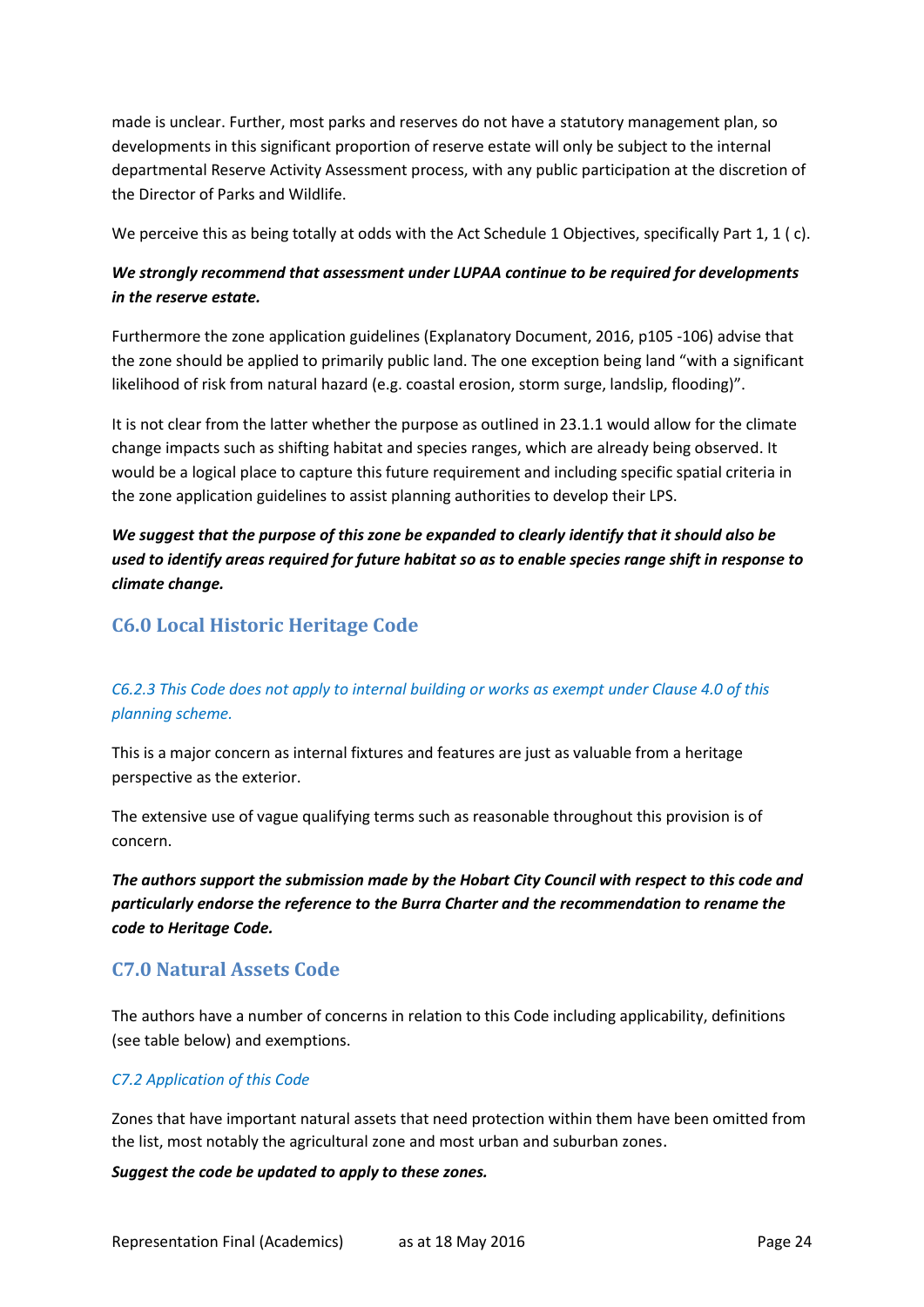made is unclear. Further, most parks and reserves do not have a statutory management plan, so developments in this significant proportion of reserve estate will only be subject to the internal departmental Reserve Activity Assessment process, with any public participation at the discretion of the Director of Parks and Wildlife.

We perceive this as being totally at odds with the Act Schedule 1 Objectives, specifically Part 1, 1 ( c).

***We strongly recommend that assessment under LUPAA continue to be required for developments in the reserve estate.***

Furthermore the zone application guidelines (Explanatory Document, 2016, p105 -106) advise that the zone should be applied to primarily public land. The one exception being land "with a significant likelihood of risk from natural hazard (e.g. coastal erosion, storm surge, landslip, flooding)".

It is not clear from the latter whether the purpose as outlined in 23.1.1 would allow for the climate change impacts such as shifting habitat and species ranges, which are already being observed. It would be a logical place to capture this future requirement and including specific spatial criteria in the zone application guidelines to assist planning authorities to develop their LPS.

***We suggest that the purpose of this zone be expanded to clearly identify that it should also be used to identify areas required for future habitat so as to enable species range shift in response to climate change.***

## C6.0 Local Historic Heritage Code

### *C6.2.3 This Code does not apply to internal building or works as exempt under Clause 4.0 of this planning scheme.*

This is a major concern as internal fixtures and features are just as valuable from a heritage perspective as the exterior.

The extensive use of vague qualifying terms such as reasonable throughout this provision is of concern.

***The authors support the submission made by the Hobart City Council with respect to this code and particularly endorse the reference to the Burra Charter and the recommendation to rename the code to Heritage Code.***

## C7.0 Natural Assets Code

The authors have a number of concerns in relation to this Code including applicability, definitions (see table below) and exemptions.

### *C7.2 Application of this Code*

Zones that have important natural assets that need protection within them have been omitted from the list, most notably the agricultural zone and most urban and suburban zones.

***Suggest the code be updated to apply to these zones.***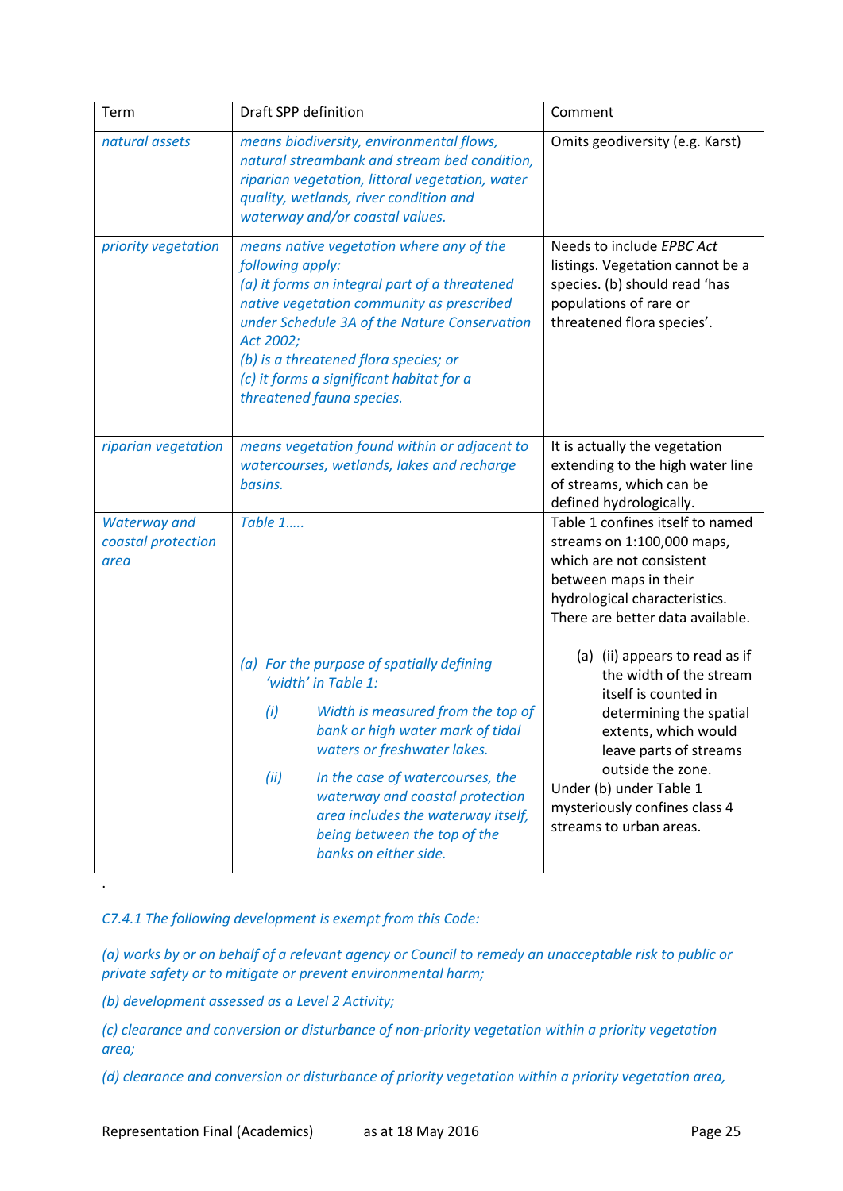| Term | Draft SPP definition | Comment |
|---|---|---|
| *natural assets* | *means biodiversity, environmental flows, natural streambank and stream bed condition, riparian vegetation, littoral vegetation, water quality, wetlands, river condition and waterway and/or coastal values.* | Omits geodiversity (e.g. Karst) |
| *priority vegetation* | *means native vegetation where any of the following apply:*<br>*(a) it forms an integral part of a threatened native vegetation community as prescribed under Schedule 3A of the Nature Conservation Act 2002;*<br>*(b) is a threatened flora species; or*<br>*(c) it forms a significant habitat for a threatened fauna species.* | Needs to include *EPBC Act* listings. Vegetation cannot be a species. (b) should read 'has populations of rare or threatened flora species'. |
| *riparian vegetation* | *means vegetation found within or adjacent to watercourses, wetlands, lakes and recharge basins.* | It is actually the vegetation extending to the high water line of streams, which can be defined hydrologically. |
| *Waterway and coastal protection area* | *Table 1…..*<br><br>*(a) For the purpose of spatially defining 'width' in Table 1:*<br>*(i) Width is measured from the top of bank or high water mark of tidal waters or freshwater lakes.*<br>*(ii) In the case of watercourses, the waterway and coastal protection area includes the waterway itself, being between the top of the banks on either side.* | Table 1 confines itself to named streams on 1:100,000 maps, which are not consistent between maps in their hydrological characteristics. There are better data available.<br><br>(a) (ii) appears to read as if the width of the stream itself is counted in determining the spatial extents, which would leave parts of streams outside the zone.<br>Under (b) under Table 1 mysteriously confines class 4 streams to urban areas. |

.

*C7.4.1 The following development is exempt from this Code:*

*(a) works by or on behalf of a relevant agency or Council to remedy an unacceptable risk to public or private safety or to mitigate or prevent environmental harm;*

*(b) development assessed as a Level 2 Activity;*

*(c) clearance and conversion or disturbance of non-priority vegetation within a priority vegetation area;*

*(d) clearance and conversion or disturbance of priority vegetation within a priority vegetation area,*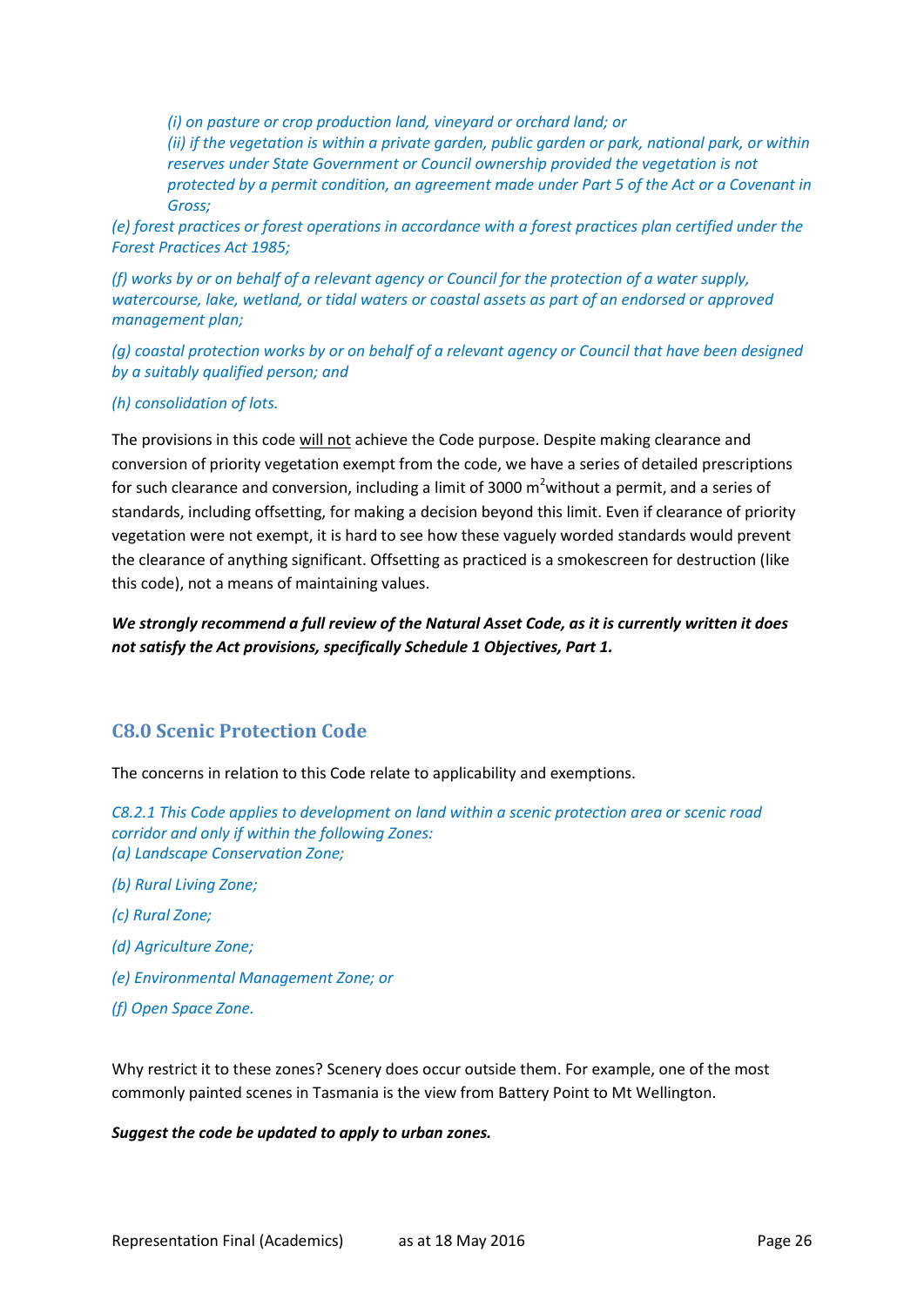*(i) on pasture or crop production land, vineyard or orchard land; or*

*(ii) if the vegetation is within a private garden, public garden or park, national park, or within reserves under State Government or Council ownership provided the vegetation is not protected by a permit condition, an agreement made under Part 5 of the Act or a Covenant in Gross;*

*(e) forest practices or forest operations in accordance with a forest practices plan certified under the Forest Practices Act 1985;*

*(f) works by or on behalf of a relevant agency or Council for the protection of a water supply, watercourse, lake, wetland, or tidal waters or coastal assets as part of an endorsed or approved management plan;*

*(g) coastal protection works by or on behalf of a relevant agency or Council that have been designed by a suitably qualified person; and*

*(h) consolidation of lots.*

The provisions in this code <u>will not</u> achieve the Code purpose. Despite making clearance and conversion of priority vegetation exempt from the code, we have a series of detailed prescriptions for such clearance and conversion, including a limit of 3000 $m^2$without a permit, and a series of standards, including offsetting, for making a decision beyond this limit. Even if clearance of priority vegetation were not exempt, it is hard to see how these vaguely worded standards would prevent the clearance of anything significant. Offsetting as practiced is a smokescreen for destruction (like this code), not a means of maintaining values.

***We strongly recommend a full review of the Natural Asset Code, as it is currently written it does not satisfy the Act provisions, specifically Schedule 1 Objectives, Part 1.***

## C8.0 Scenic Protection Code

The concerns in relation to this Code relate to applicability and exemptions.

*C8.2.1 This Code applies to development on land within a scenic protection area or scenic road corridor and only if within the following Zones:*

*(a) Landscape Conservation Zone;*

*(b) Rural Living Zone;*

*(c) Rural Zone;*

*(d) Agriculture Zone;*

*(e) Environmental Management Zone; or*

*(f) Open Space Zone.*

Why restrict it to these zones? Scenery does occur outside them. For example, one of the most commonly painted scenes in Tasmania is the view from Battery Point to Mt Wellington.

***Suggest the code be updated to apply to urban zones.***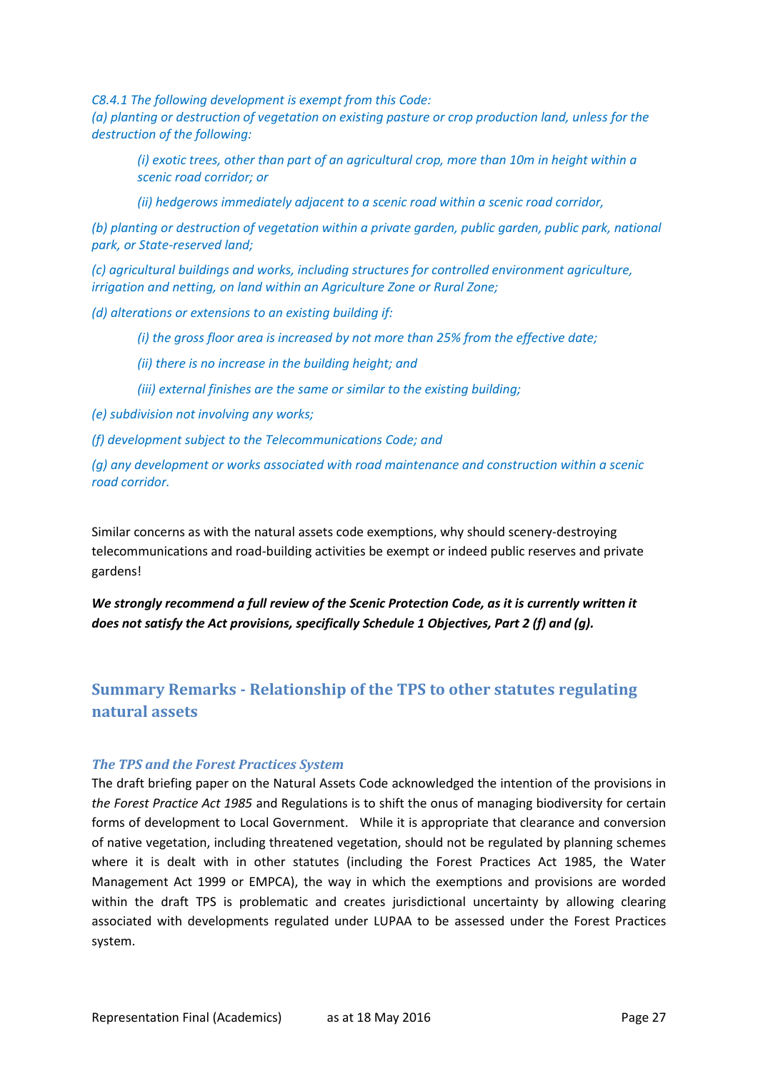*C8.4.1 The following development is exempt from this Code:*
*(a) planting or destruction of vegetation on existing pasture or crop production land, unless for the destruction of the following:*

> *(i) exotic trees, other than part of an agricultural crop, more than 10m in height within a scenic road corridor; or*
>
> *(ii) hedgerows immediately adjacent to a scenic road within a scenic road corridor,*

*(b) planting or destruction of vegetation within a private garden, public garden, public park, national park, or State-reserved land;*

*(c) agricultural buildings and works, including structures for controlled environment agriculture, irrigation and netting, on land within an Agriculture Zone or Rural Zone;*

*(d) alterations or extensions to an existing building if:*

> *(i) the gross floor area is increased by not more than 25% from the effective date;*
>
> *(ii) there is no increase in the building height; and*
>
> *(iii) external finishes are the same or similar to the existing building;*

*(e) subdivision not involving any works;*

*(f) development subject to the Telecommunications Code; and*

*(g) any development or works associated with road maintenance and construction within a scenic road corridor.*

Similar concerns as with the natural assets code exemptions, why should scenery-destroying telecommunications and road-building activities be exempt or indeed public reserves and private gardens!

***We strongly recommend a full review of the Scenic Protection Code, as it is currently written it does not satisfy the Act provisions, specifically Schedule 1 Objectives, Part 2 (f) and (g).***

## Summary Remarks - Relationship of the TPS to other statutes regulating natural assets

### *The TPS and the Forest Practices System*

The draft briefing paper on the Natural Assets Code acknowledged the intention of the provisions in *the Forest Practice Act 1985* and Regulations is to shift the onus of managing biodiversity for certain forms of development to Local Government. While it is appropriate that clearance and conversion of native vegetation, including threatened vegetation, should not be regulated by planning schemes where it is dealt with in other statutes (including the Forest Practices Act 1985, the Water Management Act 1999 or EMPCA), the way in which the exemptions and provisions are worded within the draft TPS is problematic and creates jurisdictional uncertainty by allowing clearing associated with developments regulated under LUPAA to be assessed under the Forest Practices system.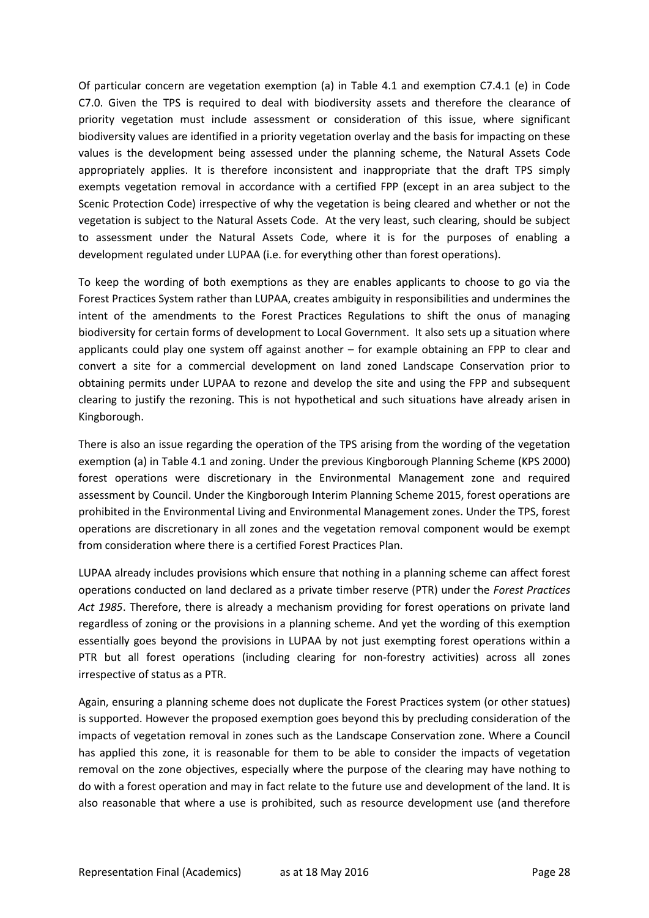Of particular concern are vegetation exemption (a) in Table 4.1 and exemption C7.4.1 (e) in Code C7.0. Given the TPS is required to deal with biodiversity assets and therefore the clearance of priority vegetation must include assessment or consideration of this issue, where significant biodiversity values are identified in a priority vegetation overlay and the basis for impacting on these values is the development being assessed under the planning scheme, the Natural Assets Code appropriately applies. It is therefore inconsistent and inappropriate that the draft TPS simply exempts vegetation removal in accordance with a certified FPP (except in an area subject to the Scenic Protection Code) irrespective of why the vegetation is being cleared and whether or not the vegetation is subject to the Natural Assets Code. At the very least, such clearing, should be subject to assessment under the Natural Assets Code, where it is for the purposes of enabling a development regulated under LUPAA (i.e. for everything other than forest operations).

To keep the wording of both exemptions as they are enables applicants to choose to go via the Forest Practices System rather than LUPAA, creates ambiguity in responsibilities and undermines the intent of the amendments to the Forest Practices Regulations to shift the onus of managing biodiversity for certain forms of development to Local Government. It also sets up a situation where applicants could play one system off against another – for example obtaining an FPP to clear and convert a site for a commercial development on land zoned Landscape Conservation prior to obtaining permits under LUPAA to rezone and develop the site and using the FPP and subsequent clearing to justify the rezoning. This is not hypothetical and such situations have already arisen in Kingborough.

There is also an issue regarding the operation of the TPS arising from the wording of the vegetation exemption (a) in Table 4.1 and zoning. Under the previous Kingborough Planning Scheme (KPS 2000) forest operations were discretionary in the Environmental Management zone and required assessment by Council. Under the Kingborough Interim Planning Scheme 2015, forest operations are prohibited in the Environmental Living and Environmental Management zones. Under the TPS, forest operations are discretionary in all zones and the vegetation removal component would be exempt from consideration where there is a certified Forest Practices Plan.

LUPAA already includes provisions which ensure that nothing in a planning scheme can affect forest operations conducted on land declared as a private timber reserve (PTR) under the *Forest Practices Act 1985*. Therefore, there is already a mechanism providing for forest operations on private land regardless of zoning or the provisions in a planning scheme. And yet the wording of this exemption essentially goes beyond the provisions in LUPAA by not just exempting forest operations within a PTR but all forest operations (including clearing for non-forestry activities) across all zones irrespective of status as a PTR.

Again, ensuring a planning scheme does not duplicate the Forest Practices system (or other statues) is supported. However the proposed exemption goes beyond this by precluding consideration of the impacts of vegetation removal in zones such as the Landscape Conservation zone. Where a Council has applied this zone, it is reasonable for them to be able to consider the impacts of vegetation removal on the zone objectives, especially where the purpose of the clearing may have nothing to do with a forest operation and may in fact relate to the future use and development of the land. It is also reasonable that where a use is prohibited, such as resource development use (and therefore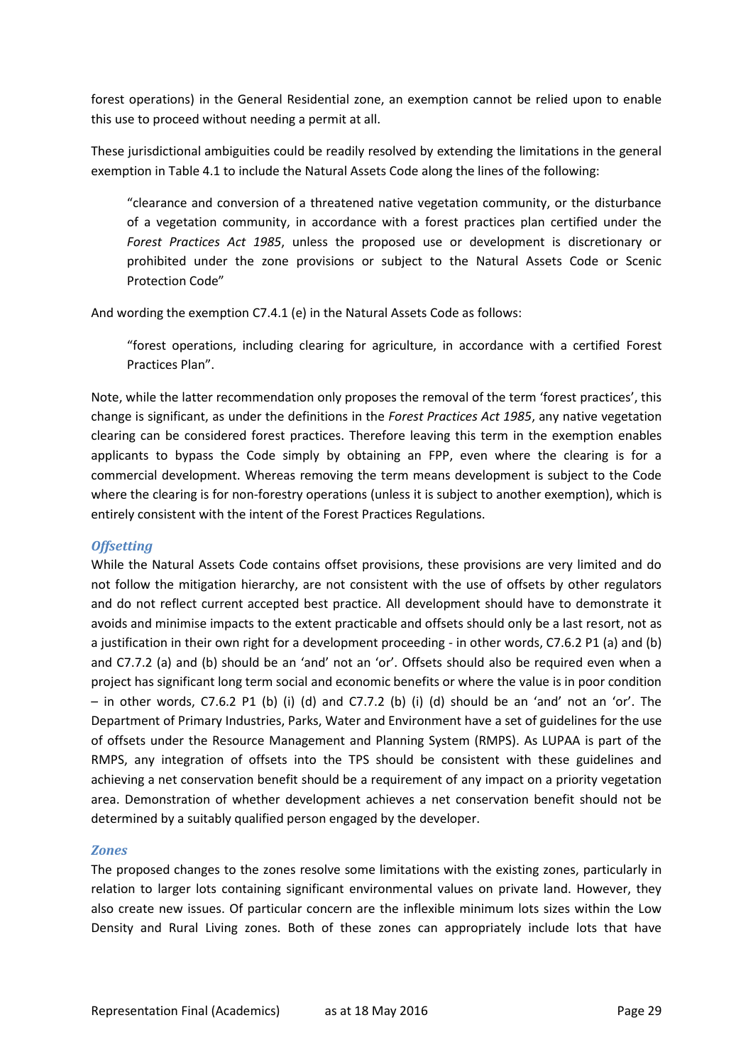forest operations) in the General Residential zone, an exemption cannot be relied upon to enable this use to proceed without needing a permit at all.

These jurisdictional ambiguities could be readily resolved by extending the limitations in the general exemption in Table 4.1 to include the Natural Assets Code along the lines of the following:

> "clearance and conversion of a threatened native vegetation community, or the disturbance of a vegetation community, in accordance with a forest practices plan certified under the *Forest Practices Act 1985*, unless the proposed use or development is discretionary or prohibited under the zone provisions or subject to the Natural Assets Code or Scenic Protection Code"

And wording the exemption C7.4.1 (e) in the Natural Assets Code as follows:

> "forest operations, including clearing for agriculture, in accordance with a certified Forest Practices Plan".

Note, while the latter recommendation only proposes the removal of the term 'forest practices', this change is significant, as under the definitions in the *Forest Practices Act 1985*, any native vegetation clearing can be considered forest practices. Therefore leaving this term in the exemption enables applicants to bypass the Code simply by obtaining an FPP, even where the clearing is for a commercial development. Whereas removing the term means development is subject to the Code where the clearing is for non-forestry operations (unless it is subject to another exemption), which is entirely consistent with the intent of the Forest Practices Regulations.

### *Offsetting*

While the Natural Assets Code contains offset provisions, these provisions are very limited and do not follow the mitigation hierarchy, are not consistent with the use of offsets by other regulators and do not reflect current accepted best practice. All development should have to demonstrate it avoids and minimise impacts to the extent practicable and offsets should only be a last resort, not as a justification in their own right for a development proceeding - in other words, C7.6.2 P1 (a) and (b) and C7.7.2 (a) and (b) should be an 'and' not an 'or'. Offsets should also be required even when a project has significant long term social and economic benefits or where the value is in poor condition – in other words, C7.6.2 P1 (b) (i) (d) and C7.7.2 (b) (i) (d) should be an 'and' not an 'or'. The Department of Primary Industries, Parks, Water and Environment have a set of guidelines for the use of offsets under the Resource Management and Planning System (RMPS). As LUPAA is part of the RMPS, any integration of offsets into the TPS should be consistent with these guidelines and achieving a net conservation benefit should be a requirement of any impact on a priority vegetation area. Demonstration of whether development achieves a net conservation benefit should not be determined by a suitably qualified person engaged by the developer.

### *Zones*

The proposed changes to the zones resolve some limitations with the existing zones, particularly in relation to larger lots containing significant environmental values on private land. However, they also create new issues. Of particular concern are the inflexible minimum lots sizes within the Low Density and Rural Living zones. Both of these zones can appropriately include lots that have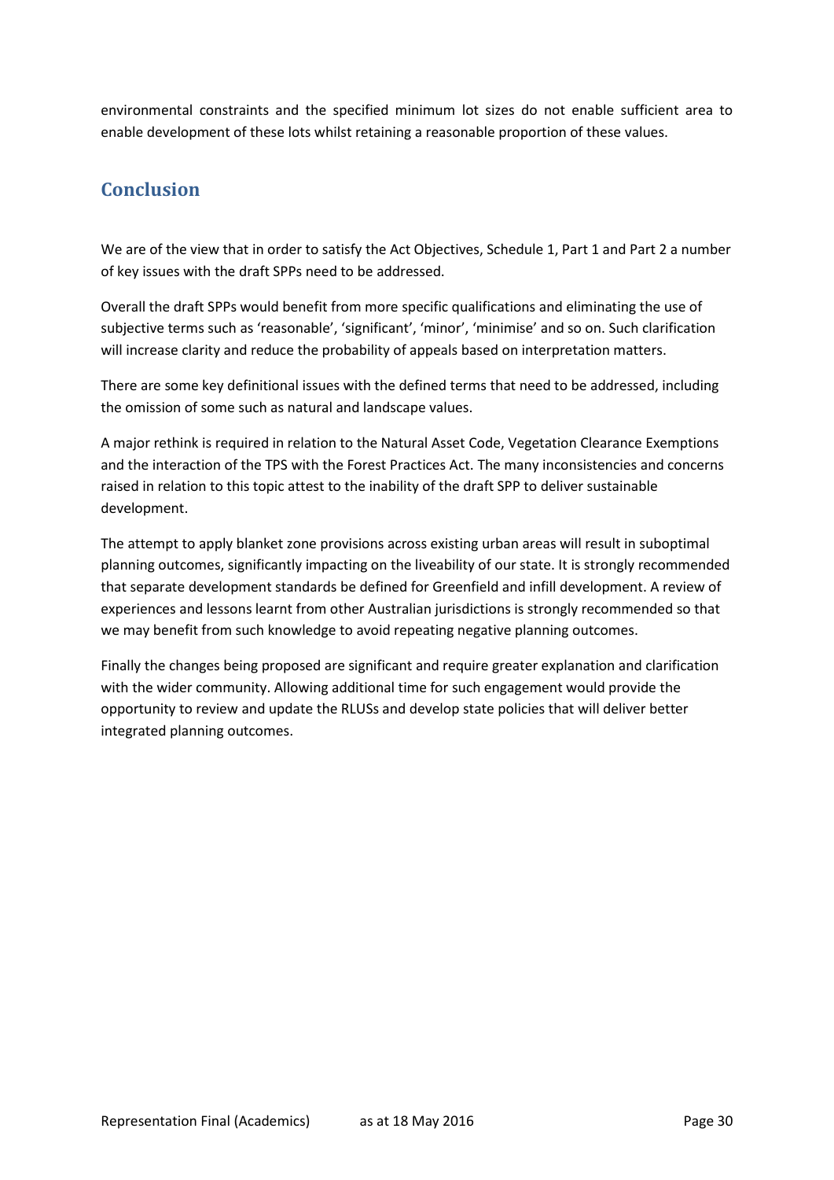environmental constraints and the specified minimum lot sizes do not enable sufficient area to enable development of these lots whilst retaining a reasonable proportion of these values.

## Conclusion

We are of the view that in order to satisfy the Act Objectives, Schedule 1, Part 1 and Part 2 a number of key issues with the draft SPPs need to be addressed.

Overall the draft SPPs would benefit from more specific qualifications and eliminating the use of subjective terms such as 'reasonable', 'significant', 'minor', 'minimise' and so on. Such clarification will increase clarity and reduce the probability of appeals based on interpretation matters.

There are some key definitional issues with the defined terms that need to be addressed, including the omission of some such as natural and landscape values.

A major rethink is required in relation to the Natural Asset Code, Vegetation Clearance Exemptions and the interaction of the TPS with the Forest Practices Act. The many inconsistencies and concerns raised in relation to this topic attest to the inability of the draft SPP to deliver sustainable development.

The attempt to apply blanket zone provisions across existing urban areas will result in suboptimal planning outcomes, significantly impacting on the liveability of our state. It is strongly recommended that separate development standards be defined for Greenfield and infill development. A review of experiences and lessons learnt from other Australian jurisdictions is strongly recommended so that we may benefit from such knowledge to avoid repeating negative planning outcomes.

Finally the changes being proposed are significant and require greater explanation and clarification with the wider community. Allowing additional time for such engagement would provide the opportunity to review and update the RLUSs and develop state policies that will deliver better integrated planning outcomes.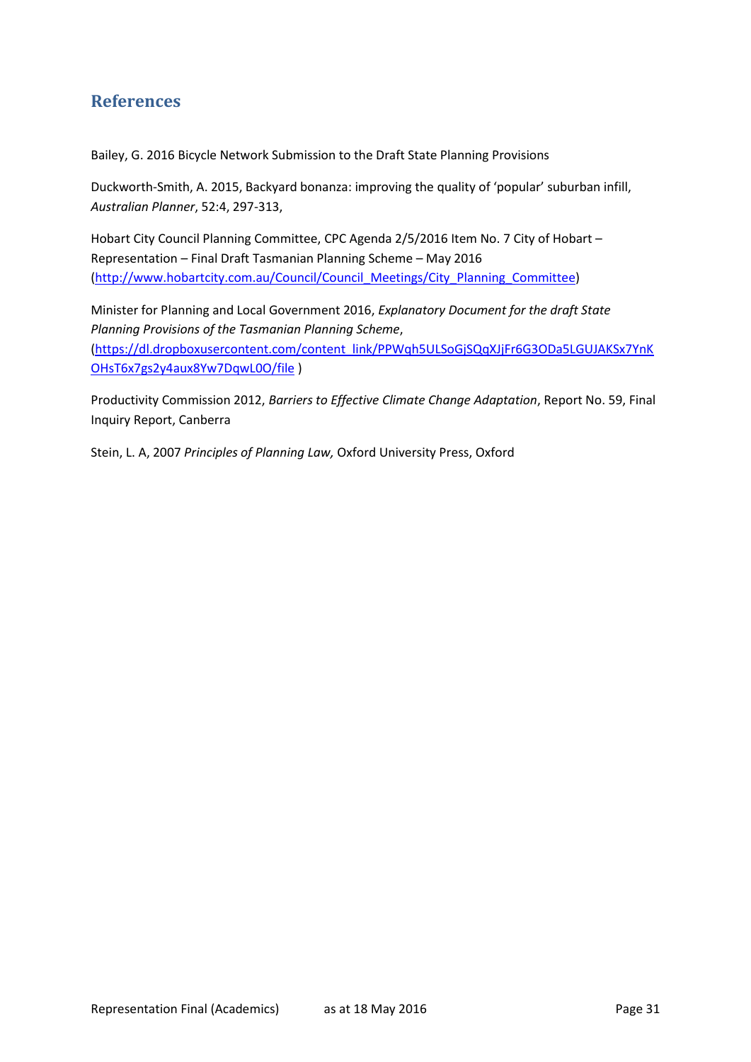## References

Bailey, G. 2016 Bicycle Network Submission to the Draft State Planning Provisions

Duckworth-Smith, A. 2015, Backyard bonanza: improving the quality of 'popular' suburban infill, *Australian Planner*, 52:4, 297-313,

Hobart City Council Planning Committee, CPC Agenda 2/5/2016 Item No. 7 City of Hobart – Representation – Final Draft Tasmanian Planning Scheme – May 2016 (http://www.hobartcity.com.au/Council/Council_Meetings/City_Planning_Committee)

Minister for Planning and Local Government 2016, *Explanatory Document for the draft State Planning Provisions of the Tasmanian Planning Scheme*, (https://dl.dropboxusercontent.com/content_link/PPWqh5ULSoGjSQqXJjFr6G3ODa5LGUJAKSx7YnKOHsT6x7gs2y4aux8Yw7DqwL0O/file )

Productivity Commission 2012, *Barriers to Effective Climate Change Adaptation*, Report No. 59, Final Inquiry Report, Canberra

Stein, L. A, 2007 *Principles of Planning Law,* Oxford University Press, Oxford